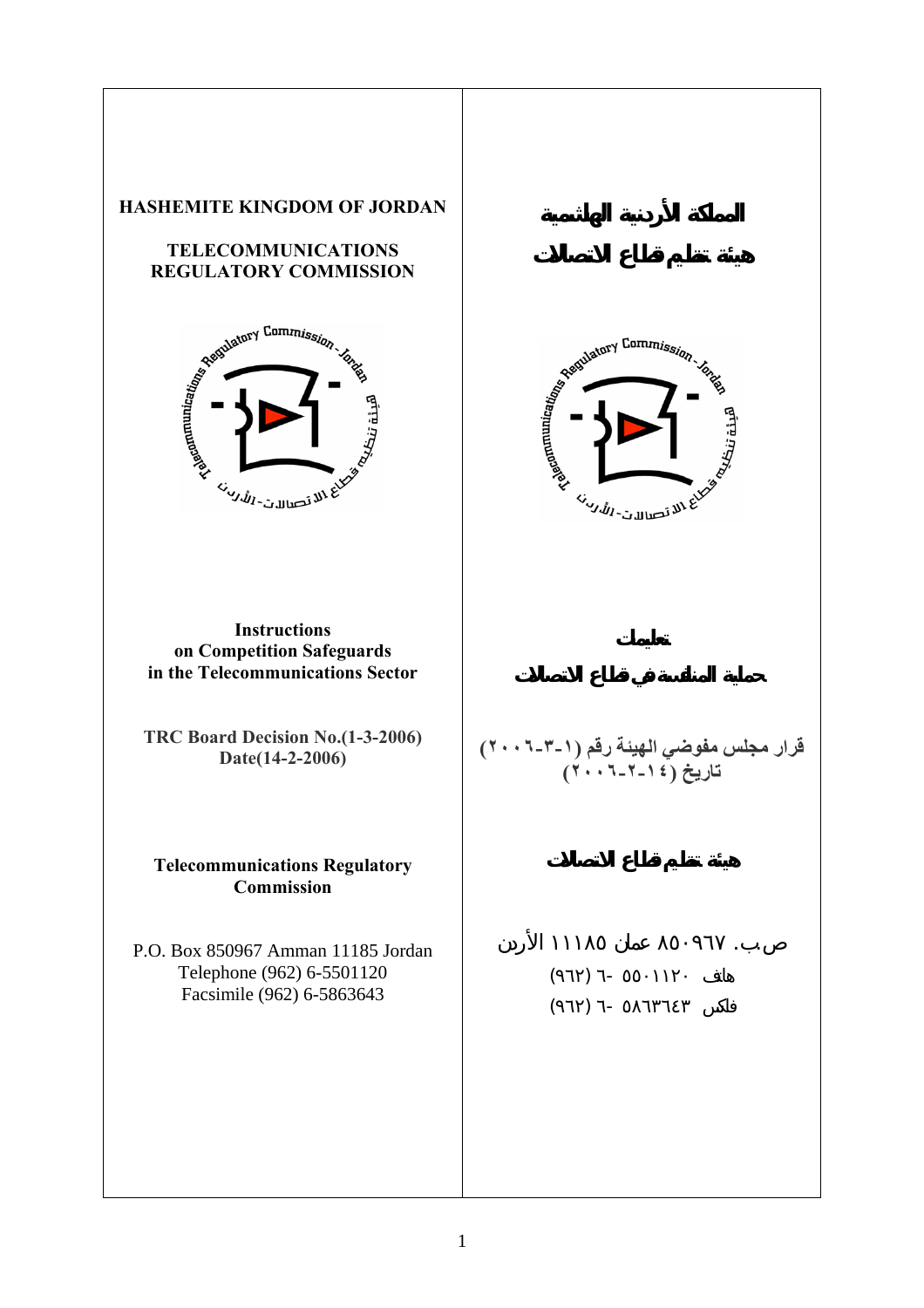# HASHEMITE KINGDOM OF JORDAN

## TELECOMMUNICATIONS REGULATORY COMMISSION

**Instructions on Competition Safeguards in the Telecommunications Sector**

**TRC Board Decision No.(1-3-2006) Date(14-2-2006)**

**Telecommunications Regulatory Commission**

P.O. Box 850967 Amman 11185 Jordan
Telephone (962) 6-5501120
Facsimile (962) 6-5863643

# المملكة الأردنية الهاشمية

## هيئة تنظيم قطاع الاتصالات

**تعليمات حماية المنافسة في قطاع الاتصالات**

**قرار مجلس مفوضي الهيئة رقم (١-٣-٢٠٠٦) تاريخ (١٤-٢-٢٠٠٦)**

**هيئة تنظيم قطاع الاتصالات**

ص.ب. ٨٥٠٩٦٧ عمان ١١١٨٥ الأردن
هاتف ٥٥٠١١٢٠ -٦ (٩٦٢)
فاكس ٥٨٦٣٦٤٣ -٦ (٩٦٢)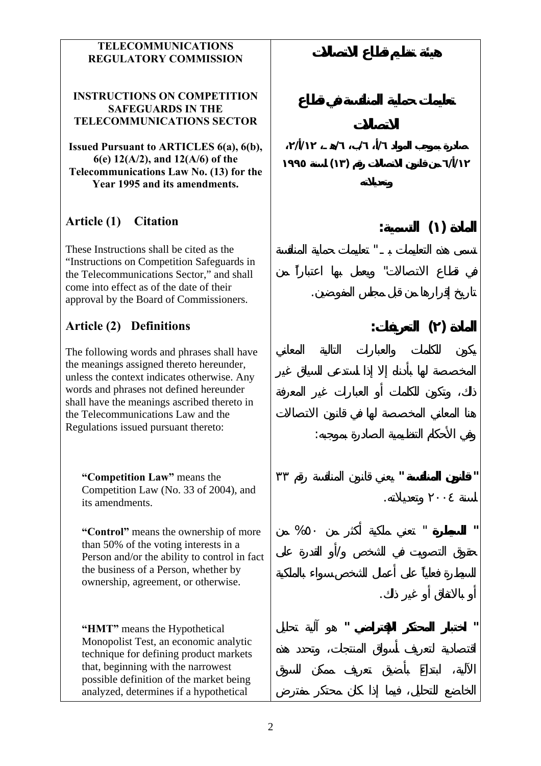**TELECOMMUNICATIONS REGULATORY COMMISSION**

**هيئة تنظيم قطاع الاتصالات**

**INSTRUCTIONS ON COMPETITION SAFEGUARDS IN THE TELECOMMUNICATIONS SECTOR**

**تعليمات حماية المنافسة في قطاع الاتصالات**

**Issued Pursuant to ARTICLES 6(a), 6(b), 6(e) 12(A/2), and 12(A/6) of the Telecommunications Law No. (13) for the Year 1995 and its amendments.**

**صادرة بموجب المواد ٦/أ، ٦/ب، ٦/هـ، ١٢/أ/٢، ١٢/أ/٦ من قانون الاتصالات رقم (١٣) لسنة ١٩٩٥ وتعديلاته**

## Article (1) Citation

## المادة (١) التسمية:

These Instructions shall be cited as the "Instructions on Competition Safeguards in the Telecommunications Sector," and shall come into effect as of the date of their approval by the Board of Commissioners.

تسمى هذه التعليمات بـ "تعليمات حماية المنافسة في قطاع الاتصالات" ويعمل بها اعتباراً من تاريخ إقرارها من قبل مجلس المفوضين.

## Article (2) Definitions

## المادة (٢) التعريفات:

The following words and phrases shall have the meanings assigned thereto hereunder, unless the context indicates otherwise. Any words and phrases not defined hereunder shall have the meanings ascribed thereto in the Telecommunications Law and the Regulations issued pursuant thereto:

يكون للكلمات والعبارات التالية المعاني المخصصة لها بأدناه إلا إذا استدعى السياق غير ذلك، وتكون للكلمات أو العبارات غير المعرفة هنا المعاني المخصصة لها في قانون الاتصالات وفي الأحكام التنظيمية الصادرة بموجبه:

**"Competition Law"** means the Competition Law (No. 33 of 2004), and its amendments.

**"قانون المنافسة"** يعني قانون المنافسة رقم ٣٣ لسنة ٢٠٠٤ وتعديلاته.

**"Control"** means the ownership of more than 50% of the voting interests in a Person and/or the ability to control in fact the business of a Person, whether by ownership, agreement, or otherwise.

**"السيطرة"** تعني ملكية أكثر من ٥٠% من حقوق التصويت في الشخص و/أو القدرة على السيطرة فعلياً على أعمال الشخص سواء بالملكية أو بالاتفاق أو غير ذلك.

**"HMT"** means the Hypothetical Monopolist Test, an economic analytic technique for defining product markets that, beginning with the narrowest possible definition of the market being analyzed, determines if a hypothetical

**"اختبار المحتكر الافتراضي"** هو آلية تحليل اقتصادية لتعريف أسواق المنتجات، وتحدد هذه الآلية، ابتداءً بأضيق تعريف ممكن للسوق الخاضع للتحليل، فيما إذا كان محتكر مفترض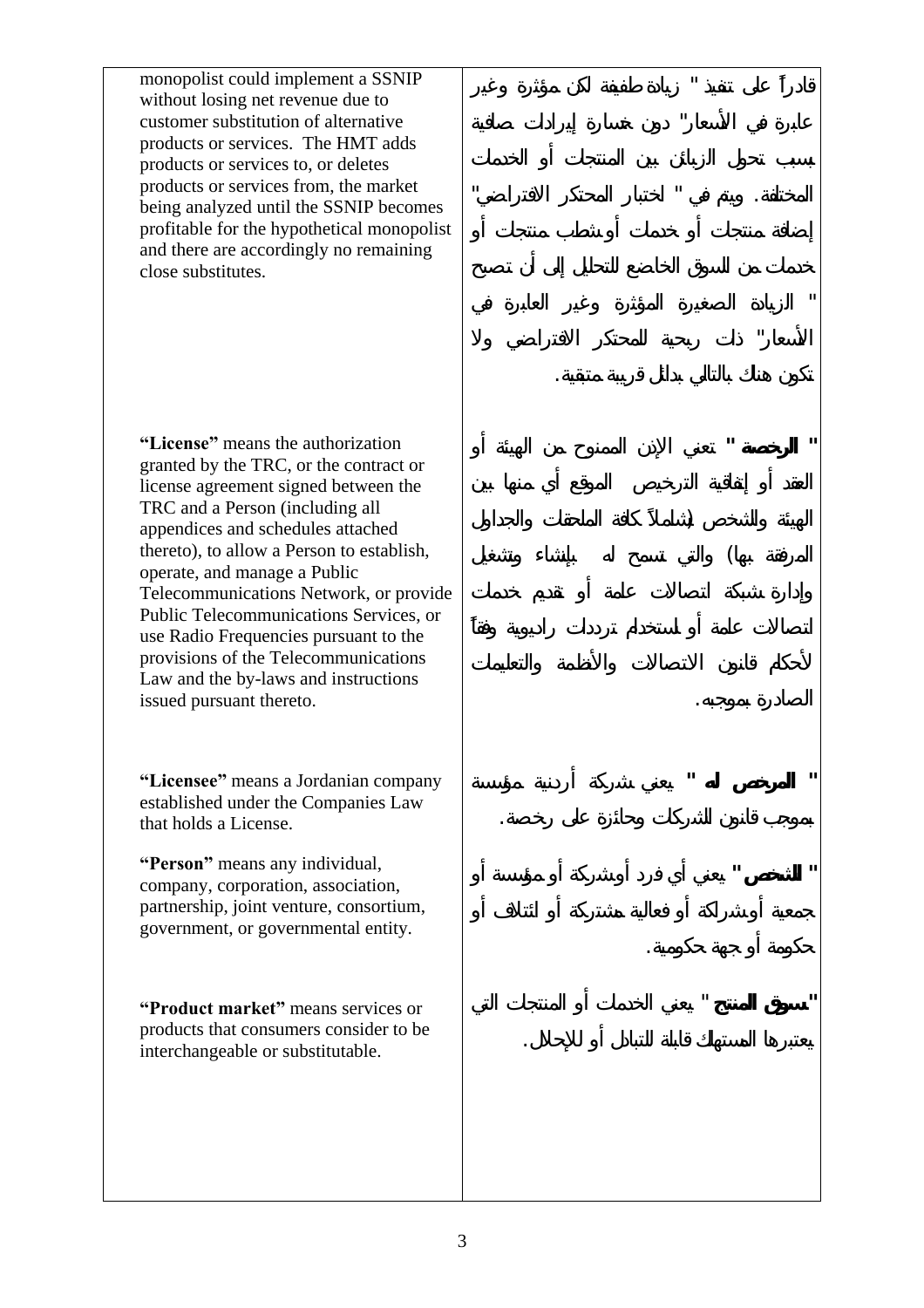| | |
|---|---|
| monopolist could implement a SSNIP without losing net revenue due to customer substitution of alternative products or services. The HMT adds products or services to, or deletes products or services from, the market being analyzed until the SSNIP becomes profitable for the hypothetical monopolist and there are accordingly no remaining close substitutes. | قادراً على تنفيذ " زيادة طفيفة لكن مؤثرة وغير عابرة في الأسعار" دون خسارة إيرادات صافية بسبب تحول الزبائن بين المنتجات أو الخدمات المختلفة. ويتم في " اختبار المحتكر الافتراضي" إضافة منتجات أو خدمات أو شطب منتجات أو خدمات من السوق الخاضع للتحليل إلى أن تصبح " الزيادة الصغيرة المؤثرة وغير العابرة في الأسعار" ذات ربحية للمحتكر الافتراضي ولا تكون هناك بالتالي بدائل قريبة متبقية. |
| **"License"** means the authorization granted by the TRC, or the contract or license agreement signed between the TRC and a Person (including all appendices and schedules attached thereto), to allow a Person to establish, operate, and manage a Public Telecommunications Network, or provide Public Telecommunications Services, or use Radio Frequencies pursuant to the provisions of the Telecommunications Law and the by-laws and instructions issued pursuant thereto. | " **الرخصة** " تعني الإذن الممنوح من الهيئة أو العقد أو إتفاقية الترخيص الموقع أي منها بين الهيئة والشخص (شاملاً كافة الملحقات والجداول المرفقة بها) والتي تسمح له بإنشاء وتشغيل وإدارة شبكة اتصالات عامة أو تقديم خدمات اتصالات عامة أو استخدام ترددات راديوية وفقاً لأحكام قانون الاتصالات والأنظمة والتعليمات الصادرة بموجبه. |
| **"Licensee"** means a Jordanian company established under the Companies Law that holds a License. | " **المرخص له** " يعني شركة أردنية مؤسسة بموجب قانون الشركات وحائزة على رخصة. |
| **"Person"** means any individual, company, corporation, association, partnership, joint venture, consortium, government, or governmental entity. | " **الشخص**" يعني أي فرد أو شركة أو مؤسسة أو جمعية أو شراكة أو فعالية مشتركة أو ائتلاف أو حكومة أو جهة حكومية. |
| **"Product market"** means services or products that consumers consider to be interchangeable or substitutable. | "**سوق المنتج** " يعني الخدمات أو المنتجات التي يعتبرها المستهلك قابلة للتبادل أو للإحلال. |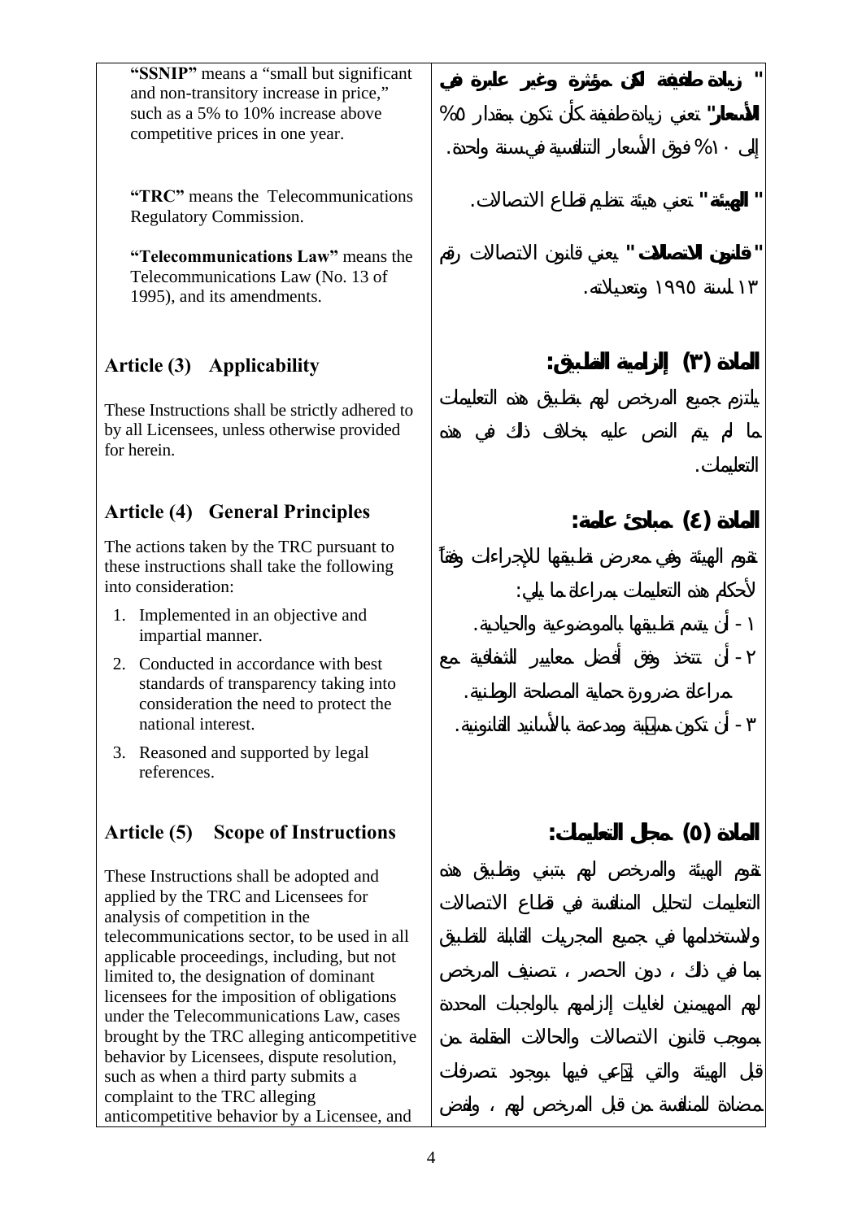| | |
|---|---|
| **"SSNIP"** means a "small but significant and non-transitory increase in price," such as a 5% to 10% increase above competitive prices in one year. | **" زيادة طفيفة لكن مؤثرة وغير عابرة في الأسعار"** تعني زيادة طفيفة كأن تكون بمقدار ٥% إلى ١٠% فوق الأسعار التنافسية في سنة واحدة. |
| **"TRC"** means the Telecommunications Regulatory Commission. | **" الهيئة "** تعني هيئة تنظيم قطاع الاتصالات. |
| **"Telecommunications Law"** means the Telecommunications Law (No. 13 of 1995), and its amendments. | **" قانون الاتصالات "** يعني قانون الاتصالات رقم ١٣ لسنة ١٩٩٥ وتعديلاته. |
| **Article (3) Applicability** | **المادة (٣) إلزامية التطبيق:** |
| These Instructions shall be strictly adhered to by all Licensees, unless otherwise provided for herein. | يلتزم جميع المرخص لهم بتطبيق هذه التعليمات ما لم يتم النص عليه بخلاف ذلك في هذه التعليمات. |
| **Article (4) General Principles** | **المادة (٤) مبادئ عامة:** |
| The actions taken by the TRC pursuant to these instructions shall take the following into consideration:<br>1. Implemented in an objective and impartial manner.<br>2. Conducted in accordance with best standards of transparency taking into consideration the need to protect the national interest.<br>3. Reasoned and supported by legal references. | تقوم الهيئة وفي معرض تطبيقها للإجراءات وفقاً لأحكام هذه التعليمات بمراعاة ما يلي:<br>١ - أن يتسم تطبيقها بالموضوعية والحيادية.<br>٢ - أن تتخذ وفق أفضل معايير الشفافية مع مراعاة ضرورة حماية المصلحة الوطنية.<br>٣ - أن تكون مسببة ومدعمة بالأسانيد القانونية. |
| **Article (5) Scope of Instructions** | **المادة (٥) مجال التعليمات:** |
| These Instructions shall be adopted and applied by the TRC and Licensees for analysis of competition in the telecommunications sector, to be used in all applicable proceedings, including, but not limited to, the designation of dominant licensees for the imposition of obligations under the Telecommunications Law, cases brought by the TRC alleging anticompetitive behavior by Licensees, dispute resolution, such as when a third party submits a complaint to the TRC alleging anticompetitive behavior by a Licensee, and | تقوم الهيئة والمرخص لهم بتبني وتطبيق هذه التعليمات لتحليل المنافسة في قطاع الاتصالات ولاستخدامها في جميع المجريات القابلة للتطبيق بما في ذلك ، دون الحصر ، تصنيف المرخص لهم المهيمنين لغايات إلزامهم بالواجبات المحددة بموجب قانون الاتصالات والحالات المقامة من قبل الهيئة والتي تدعي فيها بوجود تصرفات مضادة للمنافسة من قبل المرخص لهم ، ولفض |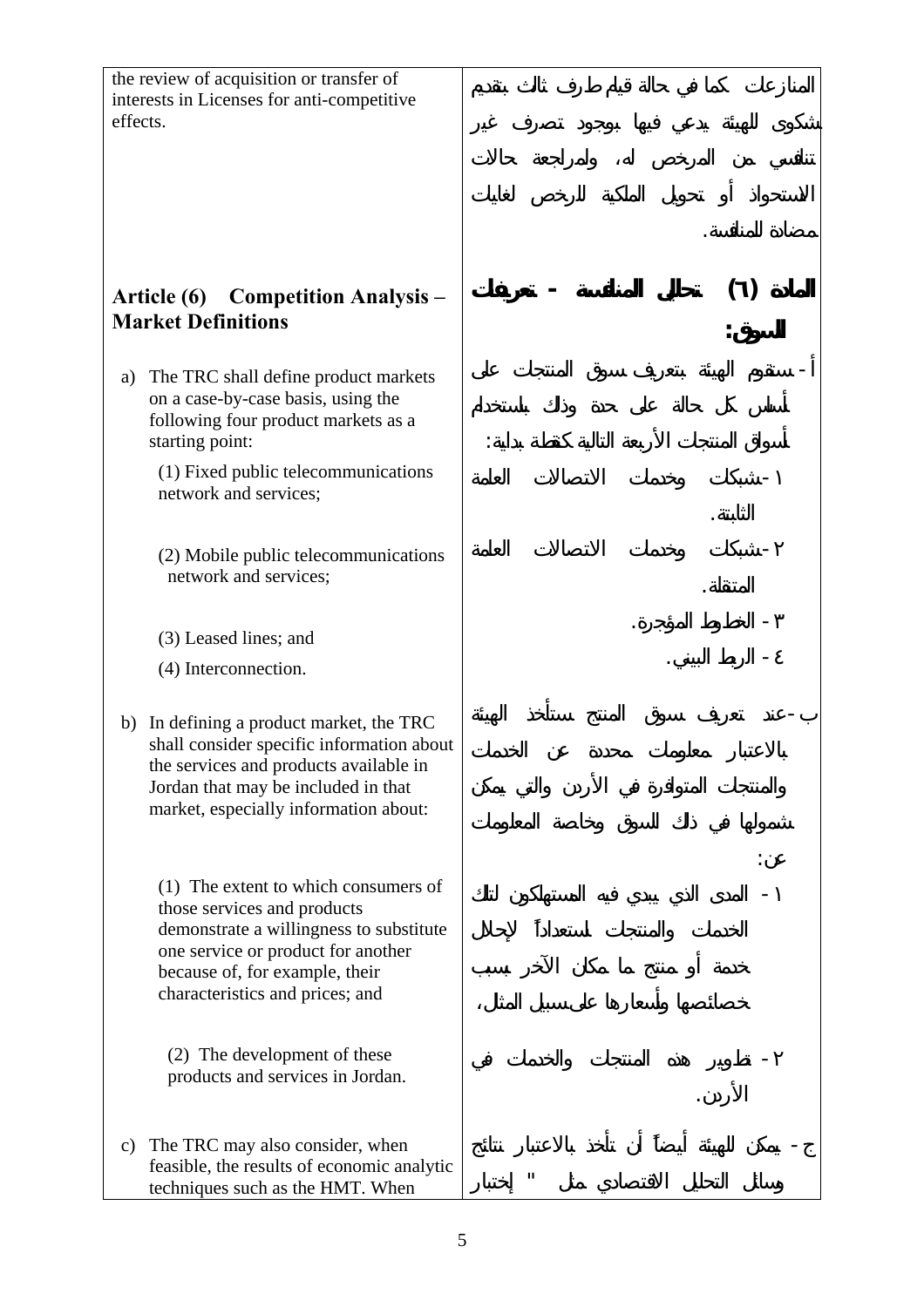| English | Arabic |
|---|---|
| the review of acquisition or transfer of interests in Licenses for anti-competitive effects. | المنازعات كما في حالة قيام طرف ثالث بتقديم شكوى للهيئة يدعي فيها بوجود تصرف غير تنافسي من المرخص له، ولمراجعة حالات الاستحواذ أو تحويل الملكية للرخص لغايات مضادة للمنافسة. |
| **Article (6) Competition Analysis – Market Definitions** | **المادة (٦) تحليل المنافسة - تعريفات السوق:** |
| a) The TRC shall define product markets on a case-by-case basis, using the following four product markets as a starting point: | أ- ستقوم الهيئة بتعريف سوق المنتجات على أساس كل حالة على حدة وذلك باستخدام أسواق المنتجات الأربعة التالية كنقطة بداية: |
| (1) Fixed public telecommunications network and services; | ١-شبكات وخدمات الاتصالات العامة الثابتة. |
| (2) Mobile public telecommunications network and services; | ٢-شبكات وخدمات الاتصالات العامة المتنقلة. |
| (3) Leased lines; and | ٣- الخطوط المؤجرة. |
| (4) Interconnection. | ٤- الربط البيني. |
| b) In defining a product market, the TRC shall consider specific information about the services and products available in Jordan that may be included in that market, especially information about: | ب-عند تعريف سوق المنتج ستأخذ الهيئة بالاعتبار معلومات محددة عن الخدمات والمنتجات المتوافرة في الأردن والتي يمكن شمولها في ذلك السوق وخاصة المعلومات عن: |
| (1) The extent to which consumers of those services and products demonstrate a willingness to substitute one service or product for another because of, for example, their characteristics and prices; and | ١- المدى الذي يبدي فيه المستهلكون لتلك الخدمات والمنتجات استعداداً لإحلال خدمة أو منتج ما مكان الآخر بسبب خصائصها وأسعارها على سبيل المثال، |
| (2) The development of these products and services in Jordan. | ٢- تطوير هذه المنتجات والخدمات في الأردن. |
| c) The TRC may also consider, when feasible, the results of economic analytic techniques such as the HMT. When | ج- يمكن للهيئة أيضاً أن تأخذ بالاعتبار نتائج وسائل التحليل الاقتصادي مثل " إختبار |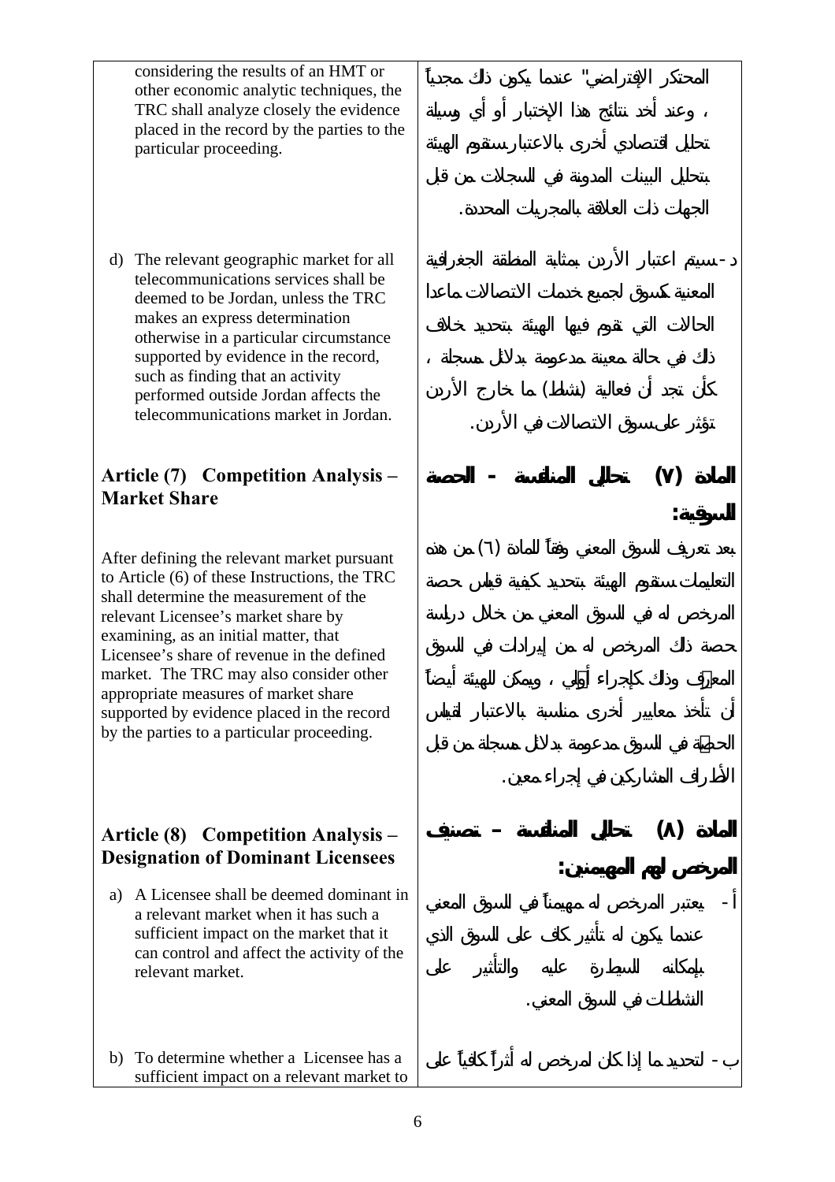| | |
|---|---|
| considering the results of an HMT or other economic analytic techniques, the TRC shall analyze closely the evidence placed in the record by the parties to the particular proceeding. | المحتكر الإفتراضي" عندما يكون ذلك مجدياً ، وعند أخذ نتائج هذا الإختبار أو أي وسيلة تحليل اقتصادي أخرى بالاعتبار ستقوم الهيئة بتحليل البينات المدونة في السجلات من قبل الجهات ذات العلاقة بالمجريات المحددة. |
| d) The relevant geographic market for all telecommunications services shall be deemed to be Jordan, unless the TRC makes an express determination otherwise in a particular circumstance supported by evidence in the record, such as finding that an activity performed outside Jordan affects the telecommunications market in Jordan. | د- سيتم اعتبار الأردن بمثابة المنطقة الجغرافية المعنية كسوق لجميع خدمات الاتصالات ماعدا الحالات التي تقوم فيها الهيئة بتحديد خلاف ذلك في حالة معينة مدعومة بدلائل مسجلة ، كأن تجد أن فعالية (نشاط) ما خارج الأردن تؤثر على سوق الاتصالات في الأردن. |
| **Article (7) Competition Analysis – Market Share** | **المادة (٧) تحليل المنافسة – الحصة السوقية:** |
| After defining the relevant market pursuant to Article (6) of these Instructions, the TRC shall determine the measurement of the relevant Licensee's market share by examining, as an initial matter, that Licensee's share of revenue in the defined market. The TRC may also consider other appropriate measures of market share supported by evidence placed in the record by the parties to a particular proceeding. | بعد تعريف السوق المعني وفقاً للمادة (٦) من هذه التعليمات ستقوم الهيئة بتحديد كيفية قياس حصة المرخص له في السوق المعني من خلال دراسة حصة ذلك المرخص له من إيرادات في السوق المعرّف وذلك كإجراء أوّلي ، ويمكن للهيئة أيضاً أن تأخذ معايير أخرى مناسبة بالاعتبار لقياس الحصّة في السوق مدعومة بدلائل مسجلة من قبل الأطراف المشاركين في إجراء معين. |
| **Article (8) Competition Analysis – Designation of Dominant Licensees** | **المادة (٨) تحليل المنافسة – تصنيف المرخص لهم المهيمنين:** |
| a) A Licensee shall be deemed dominant in a relevant market when it has such a sufficient impact on the market that it can control and affect the activity of the relevant market. | أ- يعتبر المرخص له مهيمناً في السوق المعني عندما يكون له تأثير كاف على السوق الذي بإمكانه السيطرة عليه والتأثير على النشاطات في السوق المعني. |
| b) To determine whether a Licensee has a sufficient impact on a relevant market to | ب- لتحديد ما إذا كان لمرخص له أثراً كافياً على |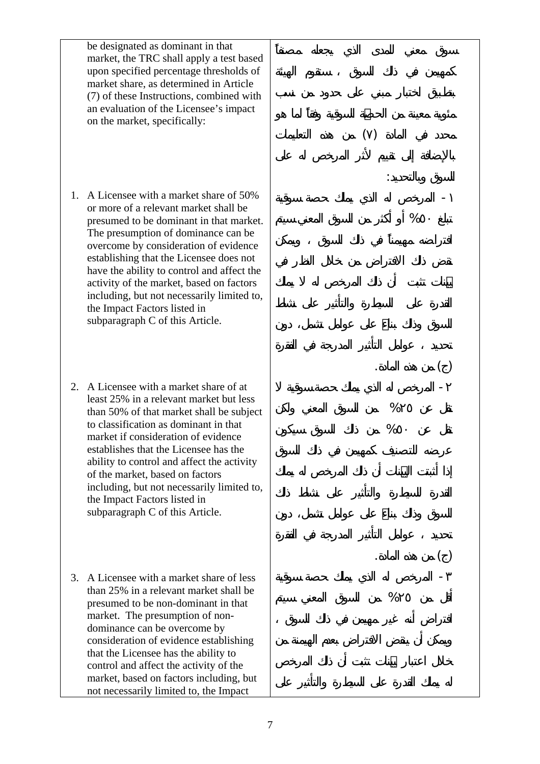| | |
|---|---|
| be designated as dominant in that market, the TRC shall apply a test based upon specified percentage thresholds of market share, as determined in Article (7) of these Instructions, combined with an evaluation of the Licensee's impact on the market, specifically: | سوق معني للمدى الذي يجعله مصنفاً كمهيمن في ذلك السوق ، ستقوم الهيئة بتطبيق لاختبار مبني على حدود من نسب مئوية معينة من الحصة السوقية وفقاً لما هو محدد في المادة (٧) من هذه التعليمات بالإضافة إلى تقييم لأثر المرخص له على السوق وبالتحديد: |
| 1. A Licensee with a market share of 50% or more of a relevant market shall be presumed to be dominant in that market. The presumption of dominance can be overcome by consideration of evidence establishing that the Licensee does not have the ability to control and affect the activity of the market, based on factors including, but not necessarily limited to, the Impact Factors listed in subparagraph C of this Article. | ١- المرخص له الذي يملك حصة سوقية تبلغ ٥٠% أو أكثر من السوق المعني سيتم افتراضه مهيمناً في ذلك السوق ، ويمكن نقض ذلك الافتراض من خلال النظر في بينات تثبت أن ذلك المرخص له لا يملك القدرة على السيطرة والتأثير على نشاط السوق وذلك بناءً على عوامل تشمل، دون تحديد ، عوامل التأثير المدرجة في الفقرة (ج) من هذه المادة. |
| 2. A Licensee with a market share of at least 25% in a relevant market but less than 50% of that market shall be subject to classification as dominant in that market if consideration of evidence establishes that the Licensee has the ability to control and affect the activity of the market, based on factors including, but not necessarily limited to, the Impact Factors listed in subparagraph C of this Article. | ٢- المرخص له الذي يملك حصة سوقية لا تقل عن ٢٥% من السوق المعني ولكن تقل عن ٥٠% من ذلك السوق سيكون عرضه للتصنيف كمهيمن في ذلك السوق إذا أثبتت البينات أن ذلك المرخص له يملك القدرة للسيطرة والتأثير على نشاط ذلك السوق وذلك بناءً على عوامل تشمل، دون تحديد ، عوامل التأثير المدرجة في الفقرة (ج) من هذه المادة. |
| 3. A Licensee with a market share of less than 25% in a relevant market shall be presumed to be non-dominant in that market. The presumption of non-dominance can be overcome by consideration of evidence establishing that the Licensee has the ability to control and affect the activity of the market, based on factors including, but not necessarily limited to, the Impact | ٣- المرخص له الذي يملك حصة سوقية أقل من ٢٥% من السوق المعني سيتم افتراض أنه غير مهيمن في ذلك السوق ، ويمكن أن ينقض الافتراض بعدم الهيمنة من خلال اعتبار بينات تثبت أن ذلك المرخص له يملك القدرة على السيطرة والتأثير على |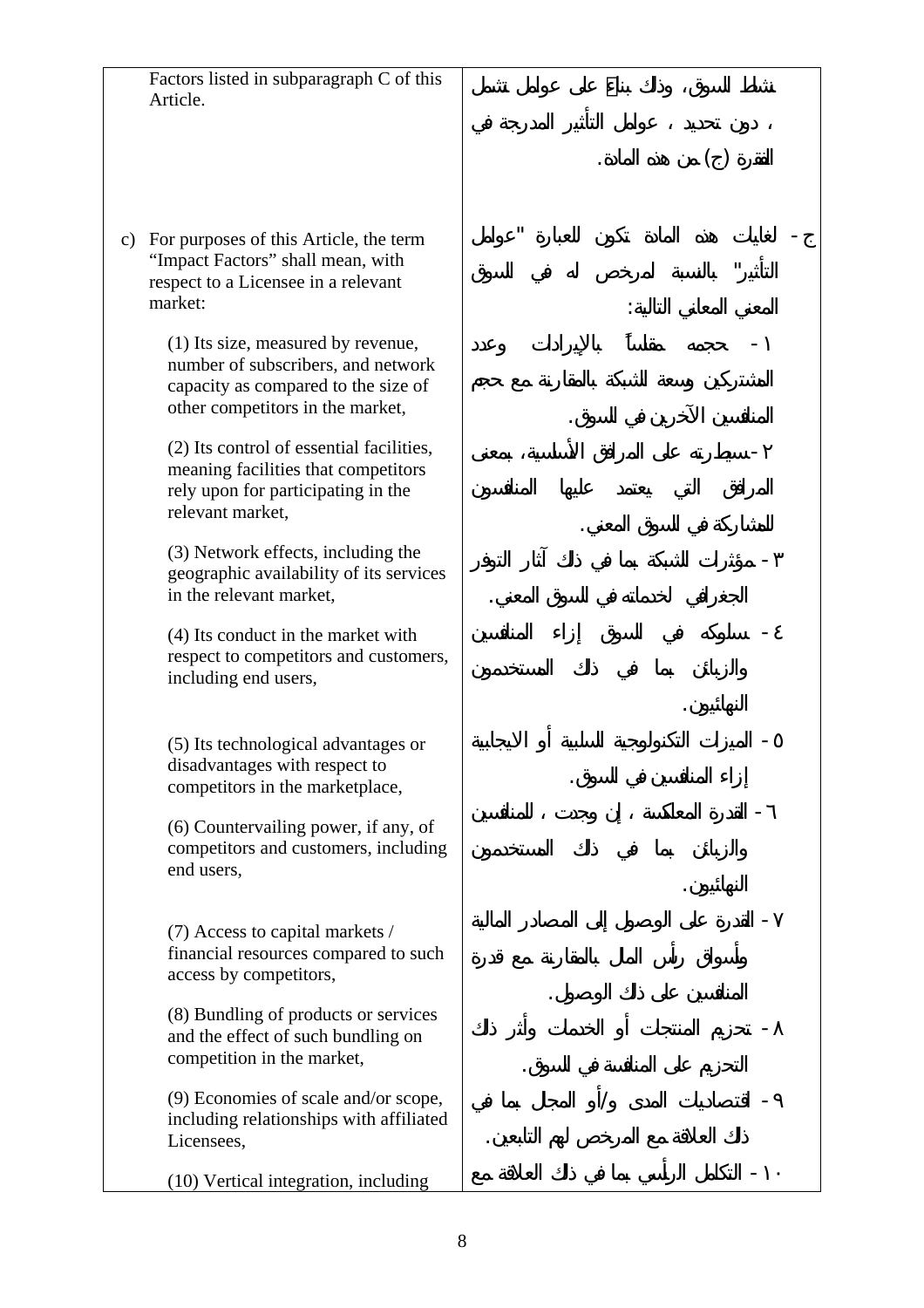| English | العربية |
|---|---|
| Factors listed in subparagraph C of this Article. | نشاط السوق، وذلك بناءً على عوامل تشمل ، دون تحديد ، عوامل التأثير المدرجة في الفقرة (ج) من هذه المادة. |
| c) For purposes of this Article, the term “Impact Factors” shall mean, with respect to a Licensee in a relevant market: | ج - لغايات هذه المادة تكون للعبارة "عوامل التأثير" بالنسبة لمرخص له في السوق المعني المعاني التالية: |
| (1) Its size, measured by revenue, number of subscribers, and network capacity as compared to the size of other competitors in the market, | ١ - حجمه مقاساً بالإيرادات وعدد المشتركين وسعة الشبكة بالمقارنة مع حجم المنافسين الآخرين في السوق. |
| (2) Its control of essential facilities, meaning facilities that competitors rely upon for participating in the relevant market, | ٢ -سيطرته على المرافق الأساسية، بمعنى المرافق التي يعتمد عليها المنافسون للمشاركة في السوق المعني. |
| (3) Network effects, including the geographic availability of its services in the relevant market, | ٣ - مؤثرات الشبكة بما في ذلك آثار التوفر الجغرافي لخدماته في السوق المعني. |
| (4) Its conduct in the market with respect to competitors and customers, including end users, | ٤ - سلوكه في السوق إزاء المنافسين والزبائن بما في ذلك المستخدمون النهائيون. |
| (5) Its technological advantages or disadvantages with respect to competitors in the marketplace, | ٥ - الميزات التكنولوجية السلبية أو الايجابية إزاء المنافسين في السوق. |
| (6) Countervailing power, if any, of competitors and customers, including end users, | ٦ - القدرة المعاكسة ، إن وجدت ، للمنافسين والزبائن بما في ذلك المستخدمون النهائيون. |
| (7) Access to capital markets / financial resources compared to such access by competitors, | ٧ - القدرة على الوصول إلى المصادر المالية وأسواق رأس المال بالمقارنة مع قدرة المنافسين على ذلك الوصول. |
| (8) Bundling of products or services and the effect of such bundling on competition in the market, | ٨ - تحزيم المنتجات أو الخدمات وأثر ذلك التحزيم على المنافسة في السوق. |
| (9) Economies of scale and/or scope, including relationships with affiliated Licensees, | ٩ - اقتصاديات المدى و/أو المجال بما في ذلك العلاقة مع المرخص لهم التابعين. |
| (10) Vertical integration, including | ١٠ - التكامل الرأسي بما في ذلك العلاقة مع |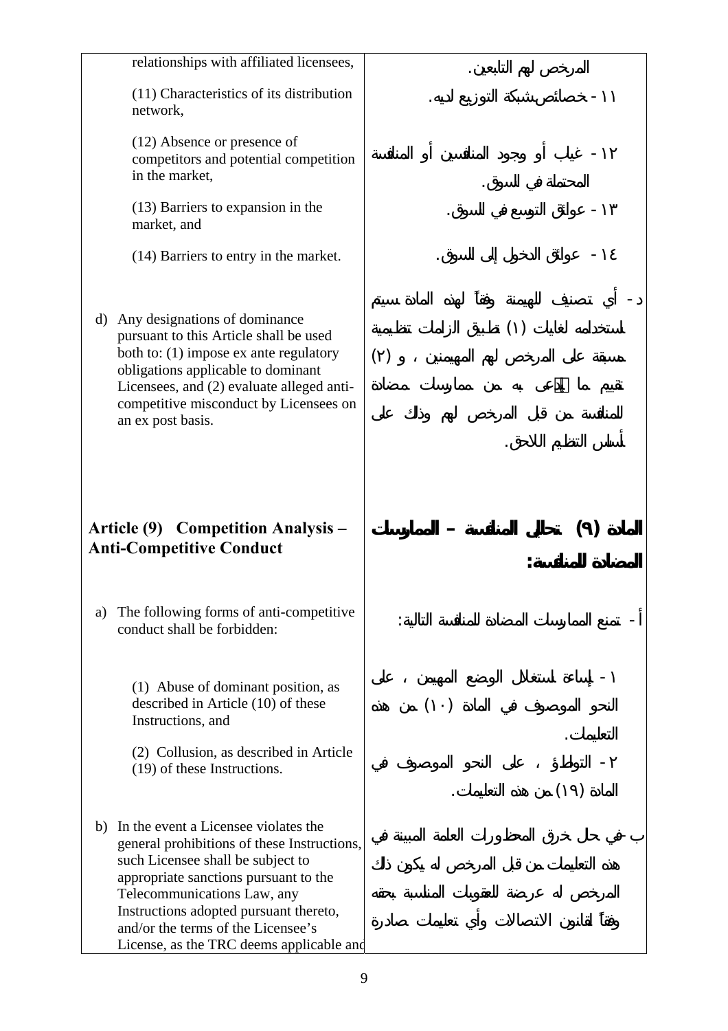| | |
|---|---|
| relationships with affiliated licensees, | المرخص لهم التابعين. |
| (11) Characteristics of its distribution network, | ١١- خصائص شبكة التوزيع لديه. |
| (12) Absence or presence of competitors and potential competition in the market, | ١٢- غياب أو وجود المنافسين أو المنافسة المحتملة في السوق. |
| (13) Barriers to expansion in the market, and | ١٣- عوائق التوسع في السوق. |
| (14) Barriers to entry in the market. | ١٤- عوائق الدخول إلى السوق. |
| d) Any designations of dominance pursuant to this Article shall be used both to: (1) impose ex ante regulatory obligations applicable to dominant Licensees, and (2) evaluate alleged anti-competitive misconduct by Licensees on an ex post basis. | د- أي تصنيف للهيمنة وفقاً لهذه المادة سيتم استخدامه لغايات (١) تطبيق التزامات تنظيمية مسبقة على المرخص لهم المهيمنين ، و (٢) تقييم ما يُدعى به من ممارسات مضادة للمنافسة من قبل المرخص لهم وذلك على أساس التنظيم اللاحق. |
| **Article (9) Competition Analysis – Anti-Competitive Conduct** | **المادة (٩) تحاليل المنافسة – الممارسات المضادة للمنافسة:** |
| a) The following forms of anti-competitive conduct shall be forbidden: | أ- تمنع الممارسات المضادة للمنافسة التالية: |
| (1) Abuse of dominant position, as described in Article (10) of these Instructions, and | ١- إساءة استغلال الوضع المهيمن ، على النحو الموصوف في المادة (١٠) من هذه التعليمات. |
| (2) Collusion, as described in Article (19) of these Instructions. | ٢- التواطؤ ، على النحو الموصوف في المادة (١٩) من هذه التعليمات. |
| b) In the event a Licensee violates the general prohibitions of these Instructions, such Licensee shall be subject to appropriate sanctions pursuant to the Telecommunications Law, any Instructions adopted pursuant thereto, and/or the terms of the Licensee's License, as the TRC deems applicable and | ب- في حال خرق المحظورات العامة المبينة في هذه التعليمات من قبل المرخص له يكون ذلك المرخص له عرضة للعقوبات المناسبة بحقه وفقاً لقانون الاتصالات وأي تعليمات صادرة |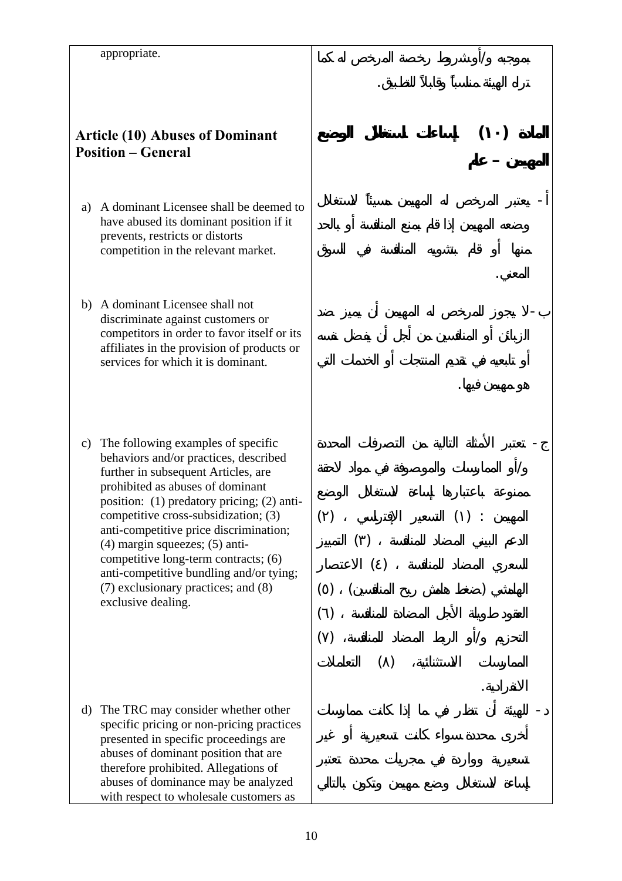| | |
|---|---|
| appropriate. | بموجبه و/أو شروط رخصة المرخص له كما تراه الهيئة مناسباً وقابلاً للتطبيق. |
| **Article (10) Abuses of Dominant Position – General** | **المادة (١٠) إساءات استغلال الوضع المهيمن – عام** |
| a) A dominant Licensee shall be deemed to have abused its dominant position if it prevents, restricts or distorts competition in the relevant market. | أ- يعتبر المرخص له المهيمن مسيئاً لاستغلال وضعه المهيمن إذا قام بمنع المنافسة أو بالحد منها أو قام بتشويه المنافسة في السوق المعني. |
| b) A dominant Licensee shall not discriminate against customers or competitors in order to favor itself or its affiliates in the provision of products or services for which it is dominant. | ب- لا يجوز للمرخص له المهيمن أن يميز ضد الزبائن أو المنافسين من أجل أن يفضل نفسه أو تابعيه في تقديم المنتجات أو الخدمات التي هو مهيمن فيها. |
| c) The following examples of specific behaviors and/or practices, described further in subsequent Articles, are prohibited as abuses of dominant position: (1) predatory pricing; (2) anti-competitive cross-subsidization; (3) anti-competitive price discrimination; (4) margin squeezes; (5) anti-competitive long-term contracts; (6) anti-competitive bundling and/or tying; (7) exclusionary practices; and (8) exclusive dealing. | ج- تعتبر الأمثلة التالية من التصرفات المحددة و/أو الممارسات والموصوفة في مواد لاحقة ممنوعة باعتبارها إساءة لاستغلال الوضع المهيمن : (١) التسعير الإفتراسي ، (٢) الدعم البيني المضاد للمنافسة ، (٣) التمييز السعري المضاد للمنافسة ، (٤) الاعتصار الهامشي (ضغط هامش ربح المنافسين) ، (٥) العقود طويلة الأجل المضادة للمنافسة ، (٦) التحزيم و/أو الربط المضاد للمنافسة، (٧) الممارسات الاستثنائية، (٨) التعاملات الانفرادية. |
| d) The TRC may consider whether other specific pricing or non-pricing practices presented in specific proceedings are abuses of dominant position that are therefore prohibited. Allegations of abuses of dominance may be analyzed with respect to wholesale customers as | د- للهيئة أن تنظر في ما إذا كانت ممارسات أخرى محددة سواء كانت تسعيرية أو غير تسعيرية وواردة في مجريات محددة تعتبر إساءة لاستغلال وضع مهيمن وتكون بالتالي |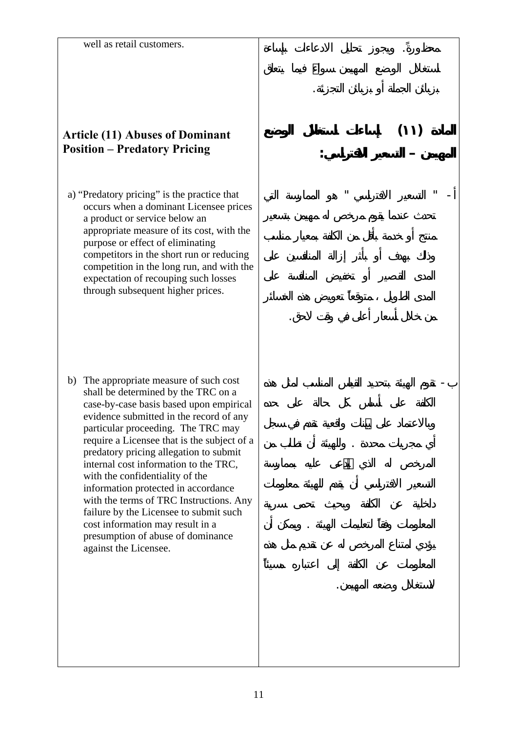| well as retail customers. | محظورةً. ويجوز تحليل الادعاءات بإساءة استغلال الوضع المهيمن سواءً فيما يتعلق بزبائن الجملة أو بزبائن التجزئة. |
| --- | --- |
| **Article (11) Abuses of Dominant Position – Predatory Pricing** | **المادة (١١) إساءات استغلال الوضع المهيمن – التسعير الافتراسي:** |
| a) "Predatory pricing" is the practice that occurs when a dominant Licensee prices a product or service below an appropriate measure of its cost, with the purpose or effect of eliminating competitors in the short run or reducing competition in the long run, and with the expectation of recouping such losses through subsequent higher prices. | أ- " التسعير الافتراسي " هو الممارسة التي تحدث عندما يقوم مرخص له مهيمن بتسعير منتج أو خدمة بأقل من الكلفة بمعيار مناسب وذلك بهدف أو بأثر إزالة المنافسين على المدى القصير أو تخفيض المنافسة على المدى الطويل ، متوقعاً تعويض هذه الخسائر من خلال أسعار أعلى في وقت لاحق. |
| b) The appropriate measure of such cost shall be determined by the TRC on a case-by-case basis based upon empirical evidence submitted in the record of any particular proceeding. The TRC may require a Licensee that is the subject of a predatory pricing allegation to submit internal cost information to the TRC, with the confidentiality of the information protected in accordance with the terms of TRC Instructions. Any failure by the Licensee to submit such cost information may result in a presumption of abuse of dominance against the Licensee. | ب- تقوم الهيئة بتحديد القياس المناسب لمثل هذه الكلفة على أساس كل حالة على حده وبالاعتماد على بينات واقعية تقدم في سجل أي مجريات محددة . وللهيئة أن تطلب من المرخص له الذي يُدعى عليه بممارسة التسعير الافتراسي أن يقدم للهيئة معلومات داخلية عن الكلفة وبحيث تحمى سرية المعلومات وفقاً لتعليمات الهيئة . ويمكن أن يؤدي امتناع المرخص له عن تقديم مثل هذه المعلومات عن الكلفة إلى اعتباره مسيئاً لاستغلال وضعه المهيمن. |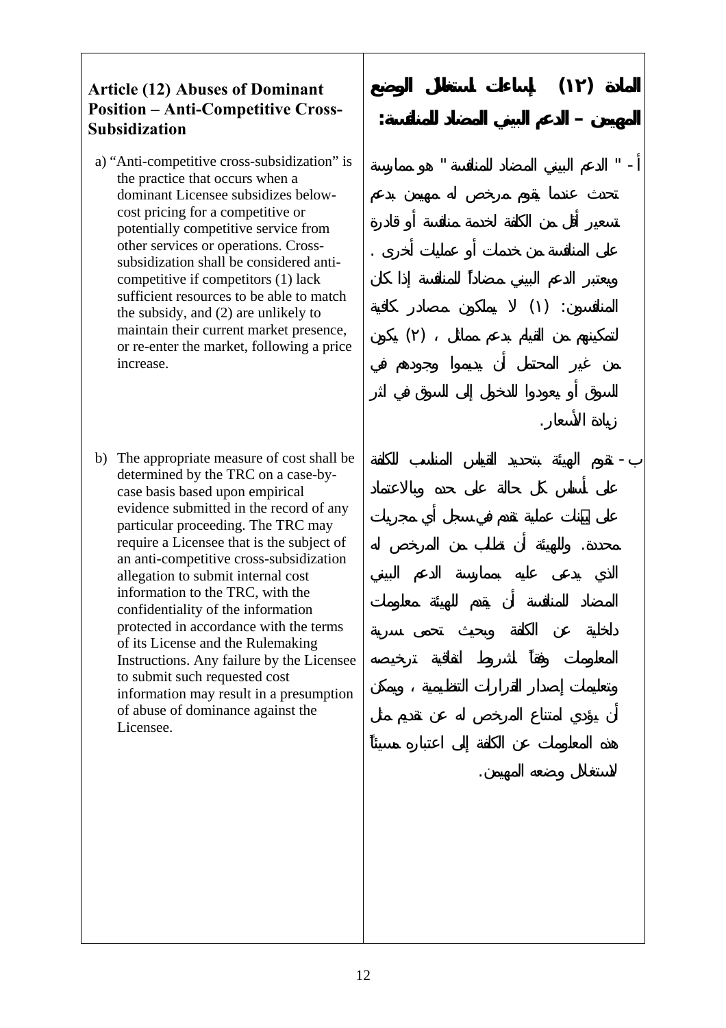## Article (12) Abuses of Dominant Position – Anti-Competitive Cross-Subsidization

a) "Anti-competitive cross-subsidization" is the practice that occurs when a dominant Licensee subsidizes below-cost pricing for a competitive or potentially competitive service from other services or operations. Cross-subsidization shall be considered anti-competitive if competitors (1) lack sufficient resources to be able to match the subsidy, and (2) are unlikely to maintain their current market presence, or re-enter the market, following a price increase.

b) The appropriate measure of cost shall be determined by the TRC on a case-by-case basis based upon empirical evidence submitted in the record of any particular proceeding. The TRC may require a Licensee that is the subject of an anti-competitive cross-subsidization allegation to submit internal cost information to the TRC, with the confidentiality of the information protected in accordance with the terms of its License and the Rulemaking Instructions. Any failure by the Licensee to submit such requested cost information may result in a presumption of abuse of dominance against the Licensee.

## المادة (١٢) إساءات استغلال الوضع المهيمن – الدعم البيني المضاد للمنافسة:

أ- " الدعم البيني المضاد للمنافسة " هو ممارسة تحدث عندما يقوم مرخص له مهيمن بدعم تسعير أقل من الكلفة لخدمة منافسة أو قادرة على المنافسة من خدمات أو عمليات أخرى . ويعتبر الدعم البيني مضاداً للمنافسة إذا كان المنافسون: (١) لا يملكون مصادر كافية لتمكينهم من القيام بدعم مماثل ، (٢) يكون من غير المحتمل أن يديموا وجودهم في السوق أو يعودوا للدخول إلى السوق في اثر زيادة الأسعار.

ب- تقوم الهيئة بتحديد القياس المناسب للكلفة على أساس كل حالة على حده وبالاعتماد على بيانات عملية تقدم في سجل أي مجريات محددة. وللهيئة أن تطلب من المرخص له الذي يدعى عليه بممارسة الدعم البيني المضاد للمنافسة أن يقدم للهيئة معلومات داخلية عن الكلفة وبحيث تحمى سرية المعلومات وفقاً لشروط اتفاقية ترخيصه وتعليمات إصدار القرارات التنظيمية ، ويمكن أن يؤدي امتناع المرخص له عن تقديم مثل هذه المعلومات عن الكلفة إلى اعتباره مسيئاً لاستغلال وضعه المهيمن.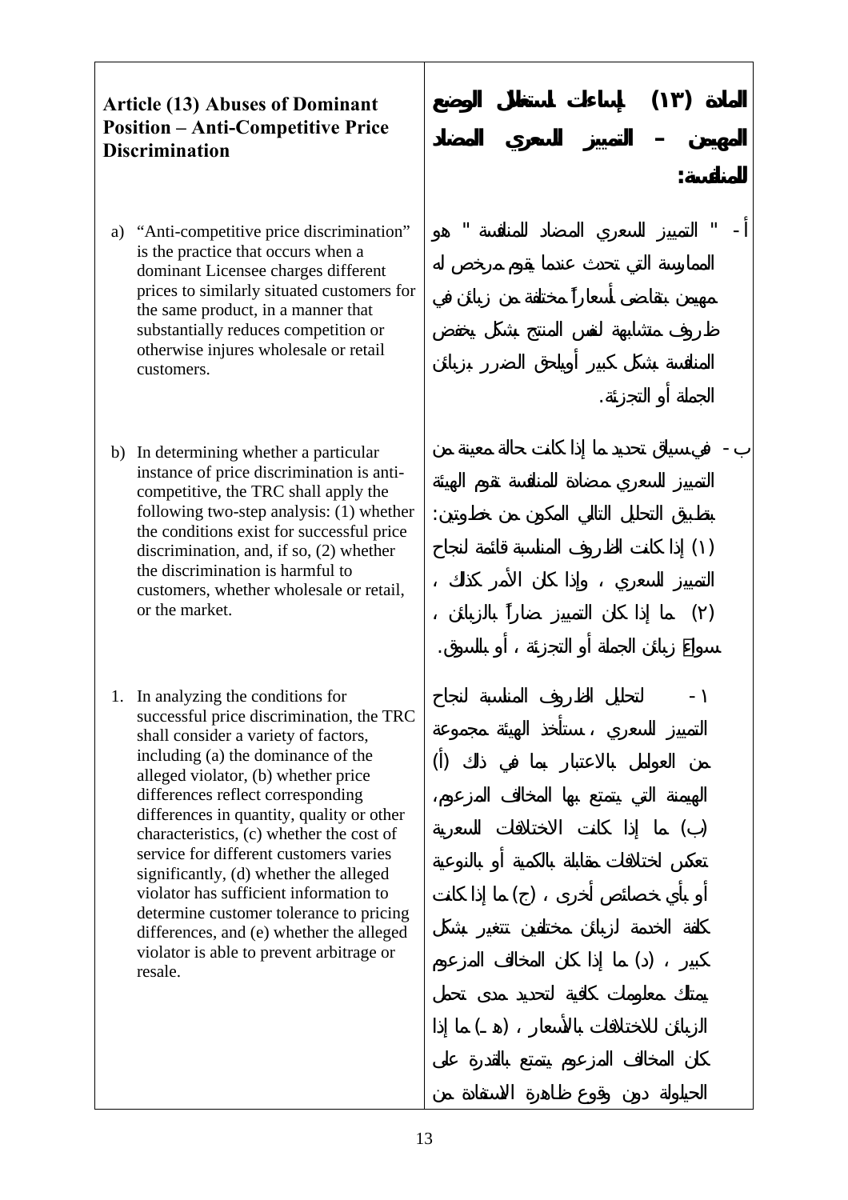| Article (13) Abuses of Dominant Position – Anti-Competitive Price Discrimination | المادة (١٣) إساءات استغلال الوضع المهيمن – التمييز السعري المضاد للمنافسة: |
| --- | --- |
| a) "Anti-competitive price discrimination" is the practice that occurs when a dominant Licensee charges different prices to similarly situated customers for the same product, in a manner that substantially reduces competition or otherwise injures wholesale or retail customers. | أ- " التمييز السعري المضاد للمنافسة " هو الممارسة التي تحدث عندما يقوم مرخص له مهيمن بتقاضى أسعاراً مختلفة من زبائن في ظروف متشابهة لنفس المنتج بشكل يخفض المنافسة بشكل كبير أويلحق الضرر بزبائن الجملة أو التجزئة. |
| b) In determining whether a particular instance of price discrimination is anti-competitive, the TRC shall apply the following two-step analysis: (1) whether the conditions exist for successful price discrimination, and, if so, (2) whether the discrimination is harmful to customers, whether wholesale or retail, or the market. | ب - في سياق تحديد ما إذا كانت حالة معينة من التمييز السعري مضادة للمنافسة تقوم الهيئة بتطبيق التحليل التالي المكون من خطوتين: (١) إذا كانت الظروف المناسبة قائمة لنجاح التمييز السعري ، وإذا كان الأمر كذلك ، (٢) ما إذا كان التمييز ضاراً بالزبائن ، سواءً زبائن الجملة أو التجزئة ، أو بالسوق. |
| 1. In analyzing the conditions for successful price discrimination, the TRC shall consider a variety of factors, including (a) the dominance of the alleged violator, (b) whether price differences reflect corresponding differences in quantity, quality or other characteristics, (c) whether the cost of service for different customers varies significantly, (d) whether the alleged violator has sufficient information to determine customer tolerance to pricing differences, and (e) whether the alleged violator is able to prevent arbitrage or resale. | ١- لتحليل الظروف المناسبة لنجاح التمييز السعري ، ستأخذ الهيئة مجموعة من العوامل بالاعتبار بما في ذلك (أ) الهيمنة التي يتمتع بها المخالف المزعوم، (ب) ما إذا كانت الاختلافات السعرية تعكس لاختلافات مقابلة بالكمية أو بالنوعية أو بأي خصائص أخرى ، (ج) ما إذا كانت كلفة الخدمة لزبائن مختلفين تتغير بشكل كبير ، (د) ما إذا كان المخالف المزعوم يمتلك معلومات كافية لتحديد مدى تحمل الزبائن للاختلافات بالأسعار ، (هـ) ما إذا كان المخالف المزعوم يتمتع بالقدرة على الحيلولة دون وقوع ظاهرة الاستفادة من |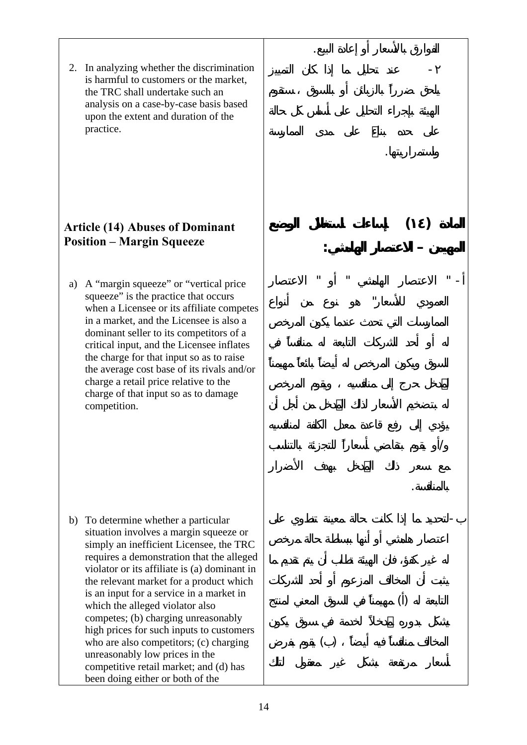| | |
|---|---|
| | الفوارق بالأسعار أو إعادة البيع. |
| 2. In analyzing whether the discrimination is harmful to customers or the market, the TRC shall undertake such an analysis on a case-by-case basis based upon the extent and duration of the practice. | ٢- عند تحليل ما إذا كان التمييز يلحق ضرراً بالزبائن أو بالسوق ، ستقوم الهيئة بإجراء التحليل على أساس كل حالة على حده بناءً على مدى الممارسة واستمراريتها. |
| **Article (14) Abuses of Dominant Position – Margin Squeeze** | **المادة (١٤) إساءات استغلال الوضع المهيمن – الاعتصار الهامشي:** |
| a) A "margin squeeze" or "vertical price squeeze" is the practice that occurs when a Licensee or its affiliate competes in a market, and the Licensee is also a dominant seller to its competitors of a critical input, and the Licensee inflates the charge for that input so as to raise the average cost base of its rivals and/or charge a retail price relative to the charge of that input so as to damage competition. | أ- " الاعتصار الهامشي " أو " الاعتصار العمودي للأسعار" هو نوع من أنواع الممارسات التي تحدث عندما يكون المرخص له أو أحد الشركات التابعة له منافساً في السوق ويكون المرخص له أيضاً بائعاً مهيمناً لمدخل حرج إلى منافسيه ، ويقوم المرخص له بتضخيم الأسعار لذلك المدخل من أجل أن يؤدي إلى رفع قاعدة معدل الكلفة لمنافسيه و/أو يقوم بتقاضي أسعاراً للتجزئة بالتناسب مع سعر ذلك المدخل بهدف الأضرار بالمنافسة. |
| b) To determine whether a particular situation involves a margin squeeze or simply an inefficient Licensee, the TRC requires a demonstration that the alleged violator or its affiliate is (a) dominant in the relevant market for a product which is an input for a service in a market in which the alleged violator also competes; (b) charging unreasonably high prices for such inputs to customers who are also competitors; (c) charging unreasonably low prices in the competitive retail market; and (d) has been doing either or both of the | ب-لتحديد ما إذا كانت حالة معينة تنطوي على اعتصار هامشي أو أنها ببساطة حالة مرخص له غير كفؤ، فان الهيئة تطلب أن يتم تقديم ما يثبت أن المخالف المزعوم أو أحد الشركات التابعة له (أ) مهيمناً في السوق المعني لمنتج يشكل بدوره مدخلاً لخدمة في سوق يكون المخالف منافساً فيه أيضاً ، (ب) يقوم بفرض أسعار مرتفعة بشكل غير معقول لتلك |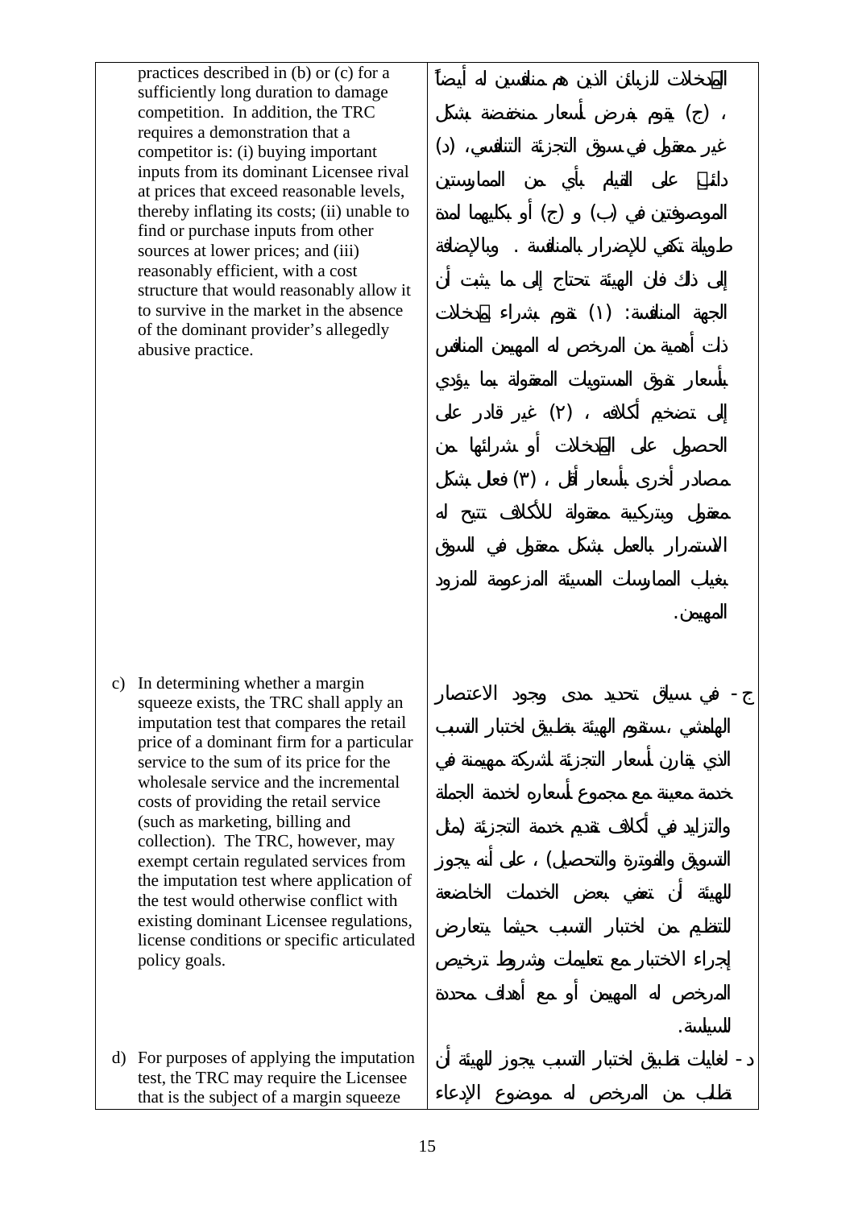| | |
|---|---|
| practices described in (b) or (c) for a sufficiently long duration to damage competition. In addition, the TRC requires a demonstration that a competitor is: (i) buying important inputs from its dominant Licensee rival at prices that exceed reasonable levels, thereby inflating its costs; (ii) unable to find or purchase inputs from other sources at lower prices; and (iii) reasonably efficient, with a cost structure that would reasonably allow it to survive in the market in the absence of the dominant provider's allegedly abusive practice. | المدخلات للزبائن الذين هم منافسين له أيضاً ، (ج) يقوم بفرض أسعار منخفضة بشكل غير معقول في سوق التجزئة التنافسي، (د) دائماً على القيام بأي من الممارستين الموصوفتين في (ب) و (ج) أو بكليهما لمدة طويلة تكفي للإضرار بالمنافسة . وبالإضافة إلى ذلك فإن الهيئة تحتاج إلى ما يثبت أن الجهة المنافسة: (١) تقوم بشراء مدخلات ذات أهمية من المرخص له المهيمن المنافس بأسعار تفوق المستويات المعقولة بما يؤدي إلى تضخيم أكلافه ، (٢) غير قادر على الحصول على المدخلات أو شرائها من مصادر أخرى بأسعار أقل ، (٣) فعال بشكل معقول وبتركيبة معقولة للأكلاف تتيح له الاستمرار بالعمل بشكل معقول في السوق بغياب الممارسات المسيئة المزعومة للمزود المهيمن. |
| c) In determining whether a margin squeeze exists, the TRC shall apply an imputation test that compares the retail price of a dominant firm for a particular service to the sum of its price for the wholesale service and the incremental costs of providing the retail service (such as marketing, billing and collection). The TRC, however, may exempt certain regulated services from the imputation test where application of the test would otherwise conflict with existing dominant Licensee regulations, license conditions or specific articulated policy goals. | ج - في سياق تحديد مدى وجود الاعتصار الهامشي ،ستقوم الهيئة بتطبيق لاختبار النسب الذي يقارن أسعار التجزئة لشركة مهيمنة في خدمة معينة مع مجموع أسعاره لخدمة الجملة والتزايد في أكلاف تقديم خدمة التجزئة (مثل التسويق والفوترة والتحصيل) ، على أنه يجوز للهيئة أن تعفي بعض الخدمات الخاضعة للتنظيم من لاختبار النسب حيثما يتعارض إجراء الاختبار مع تعليمات وشروط ترخيص المرخص له المهيمن أو مع أهداف محددة للسياسة. |
| d) For purposes of applying the imputation test, the TRC may require the Licensee that is the subject of a margin squeeze | د - لغايات تطبيق لاختبار النسب يجوز للهيئة أن تطلب من المرخص له موضوع الإدعاء |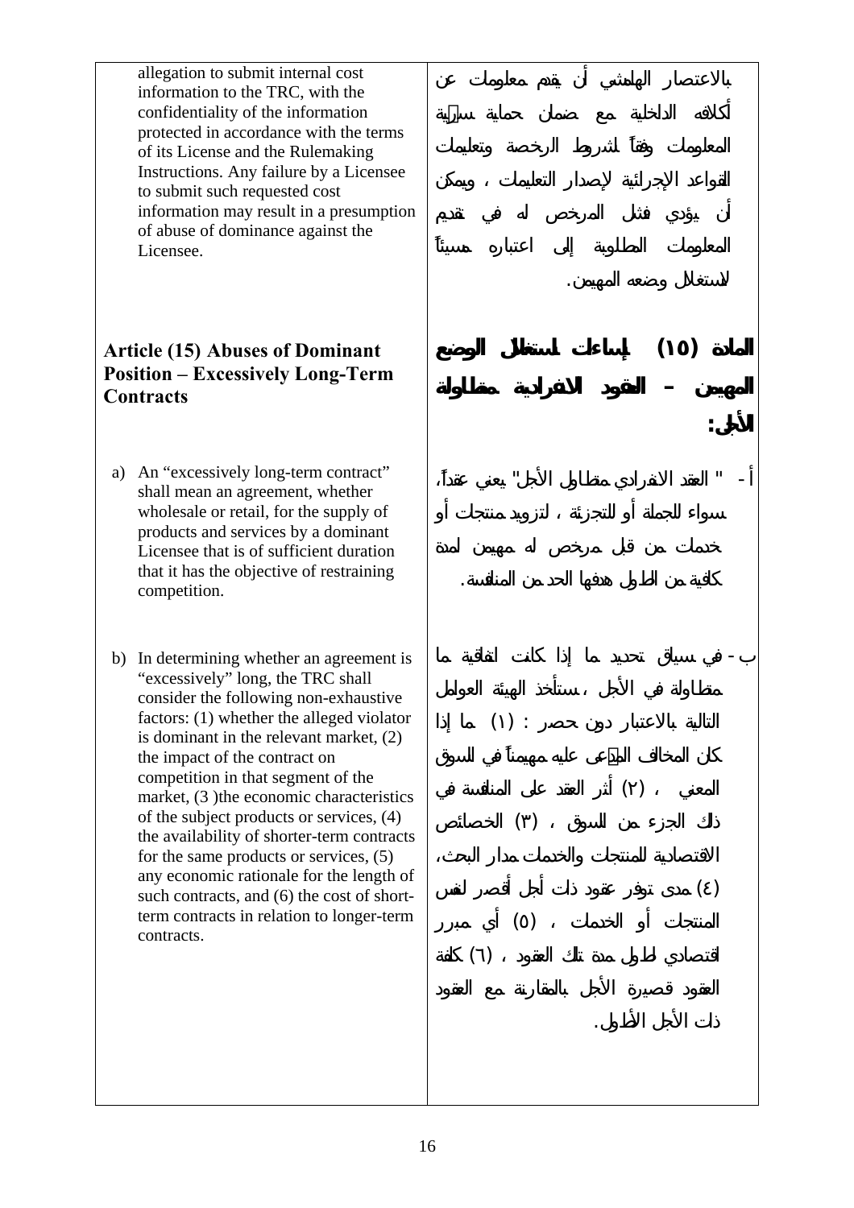| | |
|---|---|
| allegation to submit internal cost information to the TRC, with the confidentiality of the information protected in accordance with the terms of its License and the Rulemaking Instructions. Any failure by a Licensee to submit such requested cost information may result in a presumption of abuse of dominance against the Licensee. | بالاعتصار الهامشي أن يقدم معلومات عن أكلافه الداخلية مع ضمان حماية سرية المعلومات وفقاً لشروط الرخصة وتعليمات القواعد الإجرائية لإصدار التعليمات ، ويمكن أن يؤدي فشل المرخص له في تقديم المعلومات المطلوبة إلى اعتباره مسيئاً لاستغلال وضعه المهيمن. |
| **Article (15) Abuses of Dominant Position – Excessively Long-Term Contracts** | **المادة (١٥) إساءات استغلال الوضع المهيمن – العقود الانفرادية متطاولة الأجل:** |
| a) An "excessively long-term contract" shall mean an agreement, whether wholesale or retail, for the supply of products and services by a dominant Licensee that is of sufficient duration that it has the objective of restraining competition. | أ- " العقد الانفرادي متطاول الأجل" يعني عقداً، سواء للجملة أو للتجزئة ، لتزويد منتجات أو خدمات من قبل مرخص له مهيمن لمدة كافية من الطول هدفها الحد من المنافسة. |
| b) In determining whether an agreement is "excessively" long, the TRC shall consider the following non-exhaustive factors: (1) whether the alleged violator is dominant in the relevant market, (2) the impact of the contract on competition in that segment of the market, (3 )the economic characteristics of the subject products or services, (4) the availability of shorter-term contracts for the same products or services, (5) any economic rationale for the length of such contracts, and (6) the cost of short-term contracts in relation to longer-term contracts. | ب- في سياق تحديد ما إذا كانت اتفاقية ما متطاولة في الأجل ، ستأخذ الهيئة العوامل التالية بالاعتبار دون حصر : (١) ما إذا كان المخالف المدّعى عليه مهيمناً في السوق المعني ، (٢) أثر العقد على المنافسة في ذلك الجزء من السوق ، (٣) الخصائص الاقتصادية للمنتجات والخدمات مدار البحث، (٤) مدى توفر عقود ذات أجل أقصر لنفس المنتجات أو الخدمات ، (٥) أي مبرر اقتصادي لطول مدة تلك العقود ، (٦) كلفة العقود قصيرة الأجل بالمقارنة مع العقود ذات الأجل الأطول. |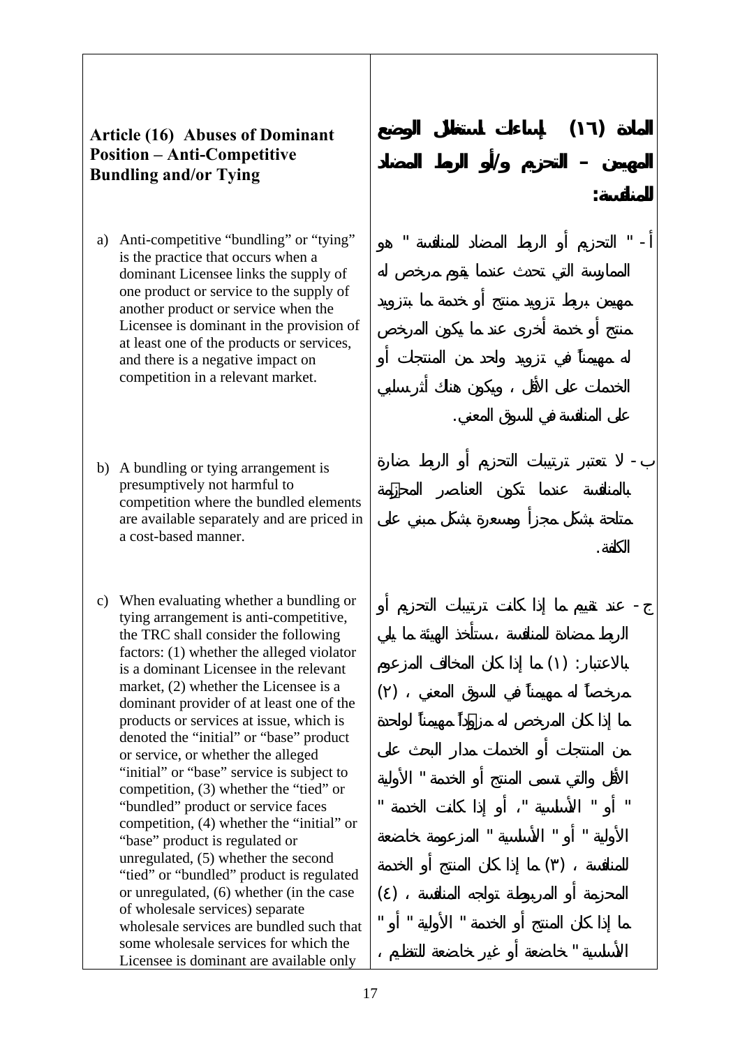| **Article (16) Abuses of Dominant Position – Anti-Competitive Bundling and/or Tying** | **المادة (١٦) إساءات استغلال الوضع المهيمن – التحزيم و/أو الربط المضاد للمنافسة:** |
|---|---|
| a) Anti-competitive "bundling" or "tying" is the practice that occurs when a dominant Licensee links the supply of one product or service to the supply of another product or service when the Licensee is dominant in the provision of at least one of the products or services, and there is a negative impact on competition in a relevant market. | أ - " التحزيم أو الربط المضاد للمنافسة " هو الممارسة التي تحدث عندما يقوم مرخص له مهيمن بربط تزويد منتج أو خدمة ما بتزويد منتج أو خدمة أخرى عند ما يكون المرخص له مهيمناً في تزويد واحد من المنتجات أو الخدمات على الأقل ، ويكون هناك أثر سلبي على المنافسة في السوق المعني. |
| b) A bundling or tying arrangement is presumptively not harmful to competition where the bundled elements are available separately and are priced in a cost-based manner. | ب - لا تعتبر ترتيبات التحزيم أو الربط ضارة بالمنافسة عندما تكون العناصر المحزّمة متاحة بشكل مجزأ ومسعرة بشكل مبني على الكلفة. |
| c) When evaluating whether a bundling or tying arrangement is anti-competitive, the TRC shall consider the following factors: (1) whether the alleged violator is a dominant Licensee in the relevant market, (2) whether the Licensee is a dominant provider of at least one of the products or services at issue, which is denoted the "initial" or "base" product or service, or whether the alleged "initial" or "base" service is subject to competition, (3) whether the "tied" or "bundled" product or service faces competition, (4) whether the "initial" or "base" product is regulated or unregulated, (5) whether the second "tied" or "bundled" product is regulated or unregulated, (6) whether (in the case of wholesale services) separate wholesale services are bundled such that some wholesale services for which the Licensee is dominant are available only | ج - عند تقييم ما إذا كانت ترتيبات التحزيم أو الربط مضادة للمنافسة ، ستأخذ الهيئة ما يلي بالاعتبار: (١) ما إذا كان المخالف المزعوم مرخصاً له مهيمناً في السوق المعني ، (٢) ما إذا كان المرخص له مزوّداً مهيمناً لواحدة من المنتجات أو الخدمات مدار البحث على الأقل والتي تسمى المنتج أو الخدمة " الأولية " أو " الأساسية "، أو إذا كانت الخدمة " الأولية " أو " الأساسية " المزعومة خاضعة للمنافسة ، (٣) ما إذا كان المنتج أو الخدمة المحزمة أو المربوطة تواجه المنافسة ، (٤) ما إذا كان المنتج أو الخدمة " الأولية " أو " الأساسية " خاضعة أو غير خاضعة للتنظيم ، |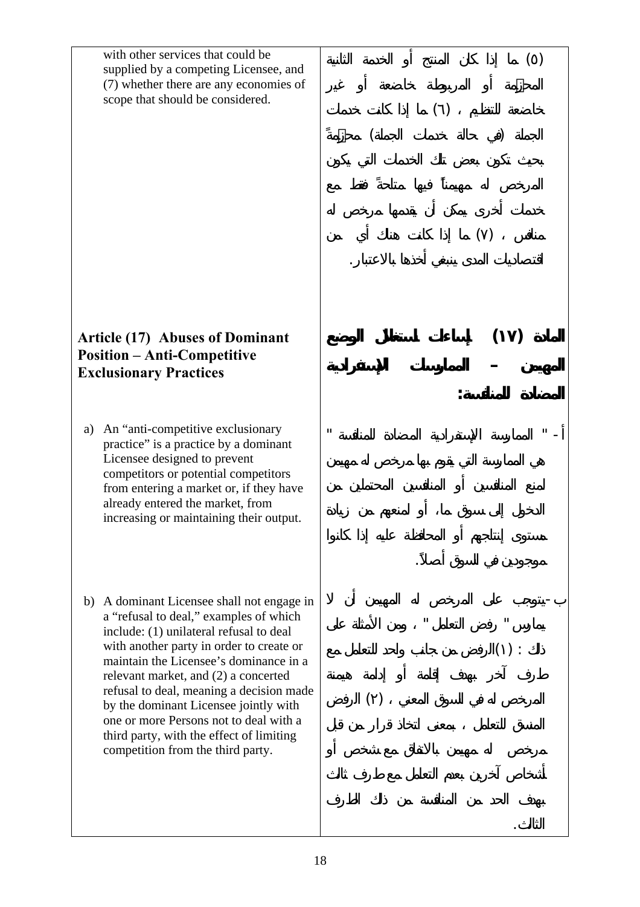| | |
|---|---|
| with other services that could be supplied by a competing Licensee, and (7) whether there are any economies of scope that should be considered. | (٥) ما إذا كان المنتج أو الخدمة الثانية المحزّمة أو المربوطة خاضعة أو غير خاضعة للتنظيم ، (٦) ما إذا كانت خدمات الجملة (في حالة خدمات الجملة) محزّمةً بحيث تكون بعض تلك الخدمات التي يكون المرخص له مهيمناً فيها متاحةً فقط مع خدمات أخرى يمكن أن يقدمها مرخص له منافس ، (٧) ما إذا كانت هناك أي من اقتصاديات المدى ينبغي أخذها بالاعتبار. |
| **Article (17) Abuses of Dominant Position – Anti-Competitive Exclusionary Practices** | **المادة (١٧) إساءات استغلال الوضع المهيمن – الممارسات الإستفرادية المضادة للمنافسة:** |
| a) An "anti-competitive exclusionary practice" is a practice by a dominant Licensee designed to prevent competitors or potential competitors from entering a market or, if they have already entered the market, from increasing or maintaining their output. | أ- " الممارسة الإستفرادية المضادة للمنافسة " هي الممارسة التي يقوم بها مرخص له مهيمن لمنع المنافسين أو المنافسين المحتملين من الدخول إلى سوق ما، أو لمنعهم من زيادة مستوى إنتاجهم أو المحافظة عليه إذا كانوا موجودين في السوق أصلاً. |
| b) A dominant Licensee shall not engage in a "refusal to deal," examples of which include: (1) unilateral refusal to deal with another party in order to create or maintain the Licensee's dominance in a relevant market, and (2) a concerted refusal to deal, meaning a decision made by the dominant Licensee jointly with one or more Persons not to deal with a third party, with the effect of limiting competition from the third party. | ب-يتوجب على المرخص له المهيمن أن لا يمارس " رفض التعامل " ، ومن الأمثلة على ذلك : (١)الرفض من جانب واحد للتعامل مع طرف آخر بهدف إقامة أو إدامة هيمنة المرخص له في السوق المعني ، (٢) الرفض المنسق للتعامل ، بمعنى اتخاذ قرار من قبل مرخص له مهيمن بالاتفاق مع شخص أو أشخاص آخرين بعدم التعامل مع طرف ثالث بهدف الحد من المنافسة من ذلك الطرف الثالث. |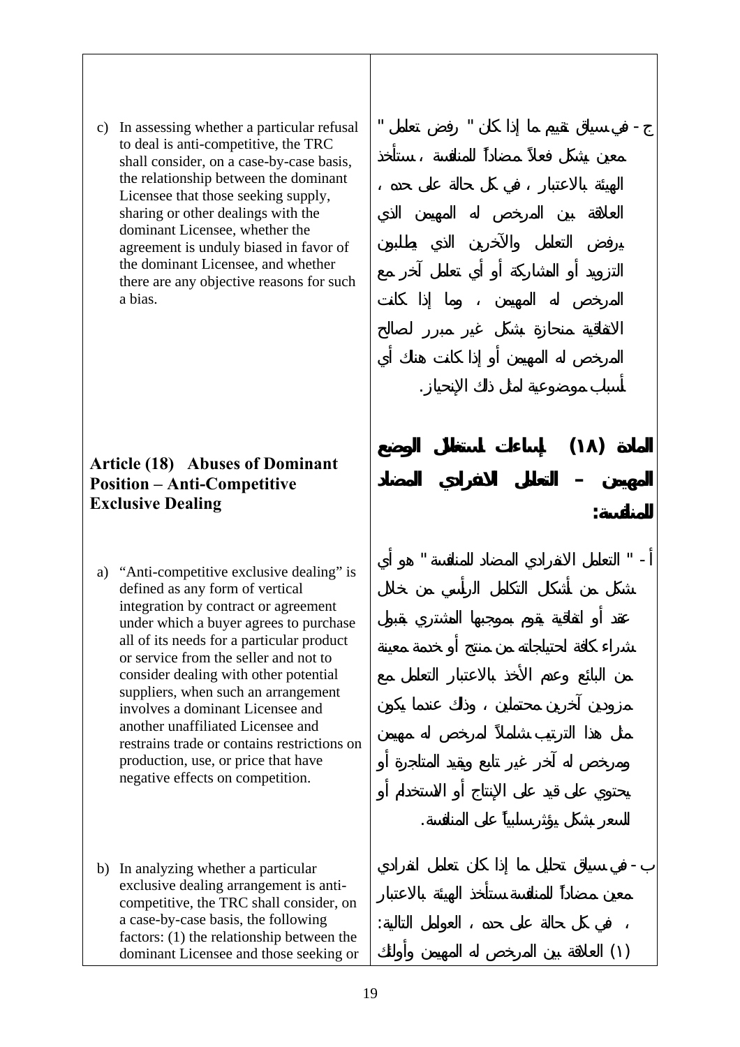c) In assessing whether a particular refusal to deal is anti-competitive, the TRC shall consider, on a case-by-case basis, the relationship between the dominant Licensee that those seeking supply, sharing or other dealings with the dominant Licensee, whether the agreement is unduly biased in favor of the dominant Licensee, and whether there are any objective reasons for such a bias.

ج - في سياق تقييم ما إذا كان " رفض تعامل " معين يشكل فعلاً مضاداً للمنافسة ، ستأخذ الهيئة بالاعتبار ، في كل حالة على حده ، العلاقة بين المرخص له المهيمن الذي يرفض التعامل والآخرين الذي يطلبون التزويد أو المشاركة أو أي تعامل آخر مع المرخص له المهيمن ، وما إذا كانت الاتفاقية منحازة بشكل غير مبرر لصالح المرخص له المهيمن أو إذا كانت هناك أي أسباب موضوعية لمثل ذلك الإنحياز.

## Article (18) Abuses of Dominant Position – Anti-Competitive Exclusive Dealing

## المادة (١٨) إساءات استغلال الوضع المهيمن – التعامل الانفرادي المضاد للمنافسة:

a) "Anti-competitive exclusive dealing" is defined as any form of vertical integration by contract or agreement under which a buyer agrees to purchase all of its needs for a particular product or service from the seller and not to consider dealing with other potential suppliers, when such an arrangement involves a dominant Licensee and another unaffiliated Licensee and restrains trade or contains restrictions on production, use, or price that have negative effects on competition.

أ - " التعامل الانفرادي المضاد للمنافسة " هو أي شكل من أشكال التكامل الرأسي من خلال عقد أو اتفاقية يقوم بموجبها المشتري بقبول شراء كافة لاحتياجاته من منتج أو خدمة معينة من البائع وعدم الأخذ بالاعتبار التعامل مع مزودين آخرين محتملين ، وذلك عندما يكون مثل هذا الترتيب شاملاً لمرخص له مهيمن ومرخص له آخر غير تابع ويقيد المتاجرة أو يحتوي على قيد على الإنتاج أو الاستخدام أو السعر بشكل يؤثر سلبياً على المنافسة.

b) In analyzing whether a particular exclusive dealing arrangement is anti-competitive, the TRC shall consider, on a case-by-case basis, the following factors: (1) the relationship between the dominant Licensee and those seeking or

ب - في سياق تحليل ما إذا كان تعامل انفرادي معين مضاداً للمنافسة ستأخذ الهيئة بالاعتبار ، في كل حالة على حده ، العوامل التالية: (١) العلاقة بين المرخص له المهيمن وأولئك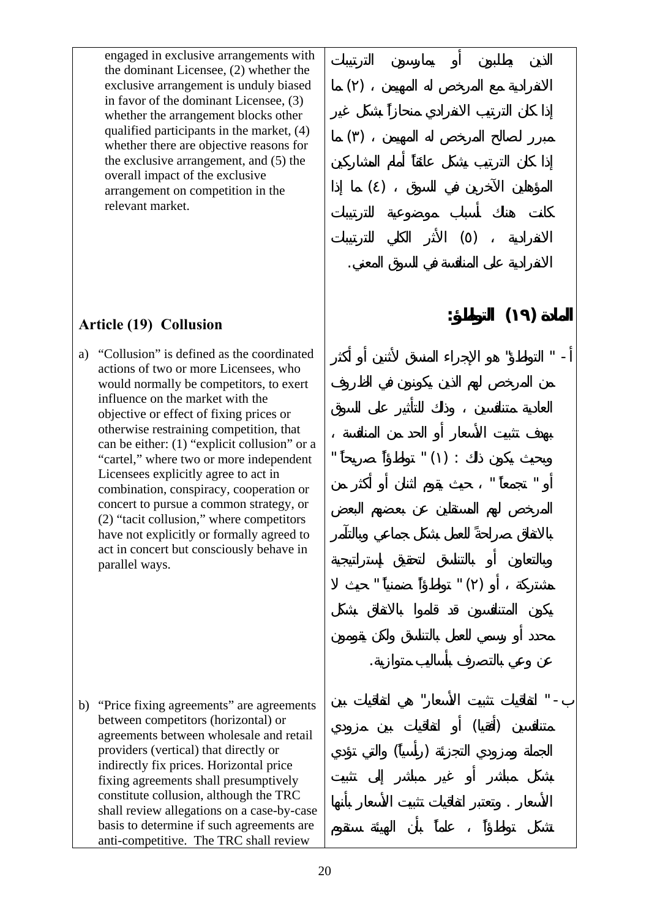engaged in exclusive arrangements with the dominant Licensee, (2) whether the exclusive arrangement is unduly biased in favor of the dominant Licensee, (3) whether the arrangement blocks other qualified participants in the market, (4) whether there are objective reasons for the exclusive arrangement, and (5) the overall impact of the exclusive arrangement on competition in the relevant market.

الذين يطلبون أو يمارسون الترتيبات الانفرادية مع المرخص له المهيمن ، (٢) ما إذا كان الترتيب الانفرادي منحازاً بشكل غير مبرر لصالح المرخص له المهيمن ، (٣) ما إذا كان الترتيب يشكل عائقاً أمام المشاركين المؤهلين الآخرين في السوق ، (٤) ما إذا كانت هناك أسباب موضوعية للترتيبات الانفرادية ، (٥) الأثر الكلي للترتيبات الانفرادية على المنافسة في السوق المعني.

## Article (19) Collusion

## المادة (١٩) التواطؤ:

a) "Collusion" is defined as the coordinated actions of two or more Licensees, who would normally be competitors, to exert influence on the market with the objective or effect of fixing prices or otherwise restraining competition, that can be either: (1) "explicit collusion" or a "cartel," where two or more independent Licensees explicitly agree to act in combination, conspiracy, cooperation or concert to pursue a common strategy, or (2) "tacit collusion," where competitors have not explicitly or formally agreed to act in concert but consciously behave in parallel ways.

أ- " التواطؤ" هو الإجراء المنسق لأثنين أو أكثر من المرخص لهم الذين يكونون في الظروف العادية متنافسين ، وذلك للتأثير على السوق بهدف تثبيت الأسعار أو الحد من المنافسة ، وبحيث يكون ذلك : (١) " تواطؤاً صريحاً " أو " تجمعاً " ، حيث يقوم اثنان أو أكثر من المرخص لهم المستقلين عن بعضهم البعض بالاتفاق صراحةً للعمل بشكل جماعي وبالتآمر وبالتعاون أو بالتنسيق لتحقيق إستراتيجية مشتركة ، أو (٢) " تواطؤاً ضمنياً " حيث لا يكون المتنافسون قد قاموا بالاتفاق بشكل محدد أو رسمي للعمل بالتنسيق ولكن يقومون عن وعي بالتصرف بأساليب متوازية.

b) "Price fixing agreements" are agreements between competitors (horizontal) or agreements between wholesale and retail providers (vertical) that directly or indirectly fix prices. Horizontal price fixing agreements shall presumptively constitute collusion, although the TRC shall review allegations on a case-by-case basis to determine if such agreements are anti-competitive. The TRC shall review

ب- " اتفاقيات تثبيت الأسعار" هي اتفاقيات بين متنافسين (أفقيا) أو اتفاقيات بين مزودي الجملة ومزودي التجزئة (رأسياً) والتي تؤدي بشكل مباشر أو غير مباشر إلى تثبيت الأسعار . وتعتبر اتفاقيات تثبيت الأسعار بأنها تشكل تواطؤاً ، علماً بأن الهيئة ستقوم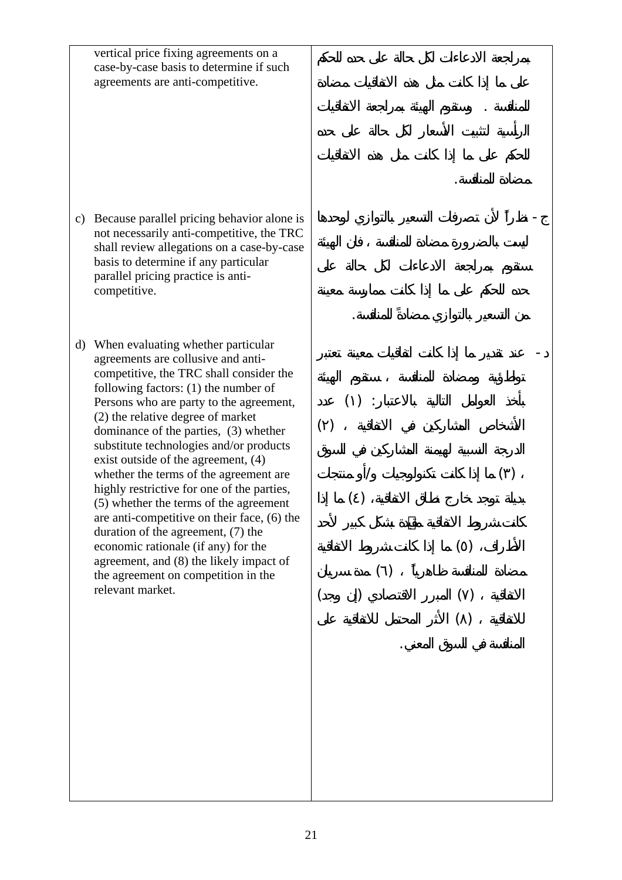| | |
|---|---|
| vertical price fixing agreements on a case-by-case basis to determine if such agreements are anti-competitive. | بمراجعة الادعاءات لكل حالة على حده للحكم على ما إذا كانت مثل هذه الاتفاقيات مضادة للمنافسة . وستقوم الهيئة بمراجعة الاتفاقيات الرأسية لتثبيت الأسعار لكل حالة على حده للحكم على ما إذا كانت مثل هذه الاتفاقيات مضادة للمنافسة. |
| c) Because parallel pricing behavior alone is not necessarily anti-competitive, the TRC shall review allegations on a case-by-case basis to determine if any particular parallel pricing practice is anti-competitive. | ج - نظراً لأن تصرفات التسعير بالتوازي لوحدها ليست بالضرورة مضادة للمنافسة ، فان الهيئة ستقوم بمراجعة الادعاءات لكل حالة على حده للحكم على ما إذا كانت ممارسة معينة من التسعير بالتوازي مضادةً للمنافسة. |
| d) When evaluating whether particular agreements are collusive and anti-competitive, the TRC shall consider the following factors: (1) the number of Persons who are party to the agreement, (2) the relative degree of market dominance of the parties, (3) whether substitute technologies and/or products exist outside of the agreement, (4) whether the terms of the agreement are highly restrictive for one of the parties, (5) whether the terms of the agreement are anti-competitive on their face, (6) the duration of the agreement, (7) the economic rationale (if any) for the agreement, and (8) the likely impact of the agreement on competition in the relevant market. | د - عند تقدير ما إذا كانت اتفاقيات معينة تعتبر تواطؤية ومضادة للمنافسة ، ستقوم الهيئة بأخذ العوامل التالية بالاعتبار: (١) عدد الأشخاص المشاركين في الاتفاقية ، (٢) الدرجة النسبية لهيمنة المشاركين في السوق ، (٣) ما إذا كانت تكنولوجيات و/أو منتجات بديلة توجد خارج نطاق الاتفاقية، (٤) ما إذا كانت شروط الاتفاقية مقيدة بشكل كبير لأحد الأطراف، (٥) ما إذا كانت شروط الاتفاقية مضادة للمنافسة ظاهرياً ، (٦) مدة سريان الاتفاقية ، (٧) المبرر الاقتصادي (إن وجد) للاتفاقية ، (٨) الأثر المحتمل للاتفاقية على المنافسة في السوق المعني. |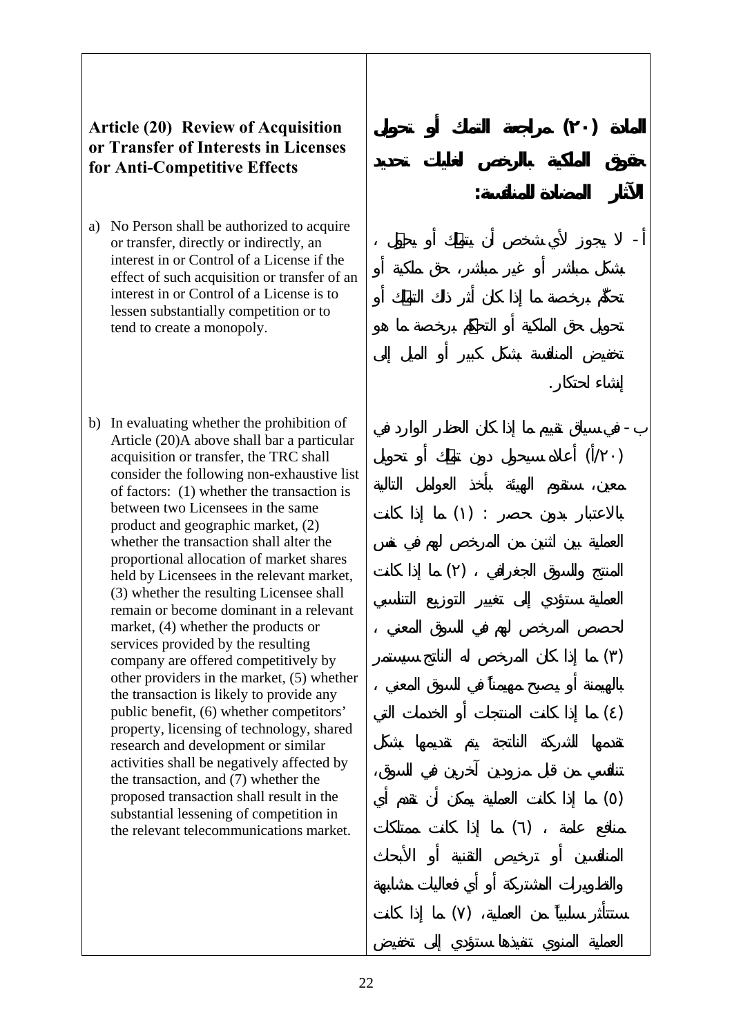### Article (20) Review of Acquisition or Transfer of Interests in Licenses for Anti-Competitive Effects

a) No Person shall be authorized to acquire or transfer, directly or indirectly, an interest in or Control of a License if the effect of such acquisition or transfer of an interest in or Control of a License is to lessen substantially competition or to tend to create a monopoly.

b) In evaluating whether the prohibition of Article (20)A above shall bar a particular acquisition or transfer, the TRC shall consider the following non-exhaustive list of factors: (1) whether the transaction is between two Licensees in the same product and geographic market, (2) whether the transaction shall alter the proportional allocation of market shares held by Licensees in the relevant market, (3) whether the resulting Licensee shall remain or become dominant in a relevant market, (4) whether the products or services provided by the resulting company are offered competitively by other providers in the market, (5) whether the transaction is likely to provide any public benefit, (6) whether competitors' property, licensing of technology, shared research and development or similar activities shall be negatively affected by the transaction, and (7) whether the proposed transaction shall result in the substantial lessening of competition in the relevant telecommunications market.

### المادة (٢٠) مراجعة التملك أو تحويل حقوق الملكية بالرخص لغايات تحديد الآثار المضادة للمنافسة:

أ- لا يجوز لأي شخص أن يتملك أو يحول ، بشكل مباشر أو غير مباشر، حق ملكية أو تحكّم برخصة ما إذا كان أثر ذلك التملك أو تحويل حق الملكية أو التحكم برخصة ما هو تخفيض المنافسة بشكل كبير أو الميل إلى إنشاء احتكار.

ب- في سياق تقييم ما إذا كان الحظر الوارد في (٢٠/أ) أعلاه سيحول دون تملك أو تحويل معين، ستقوم الهيئة بأخذ العوامل التالية بالاعتبار بدون حصر : (١) ما إذا كانت العملية بين اثنين من المرخص لهم في نفس المنتج والسوق الجغرافي ، (٢) ما إذا كانت العملية ستؤدي إلى تغيير التوزيع التناسبي لحصص المرخص لهم في السوق المعني ، (٣) ما إذا كان المرخص له الناتج سيستمر بالهيمنة أو يصبح مهيمناً في السوق المعني ، (٤) ما إذا كانت المنتجات أو الخدمات التي تقدمها الشركة الناتجة يتم تقديمها بشكل تنافسي من قبل مزودين آخرين في السوق، (٥) ما إذا كانت العملية يمكن أن تقدم أي منافع عامة ، (٦) ما إذا كانت ممتلكات المنافسين أو ترخيص التقنية أو الأبحاث والتطويرات المشتركة أو أي فعاليات مشابهة ستتأثر سلبياً من العملية، (٧) ما إذا كانت العملية المنوي تنفيذها ستؤدي إلى تخفيض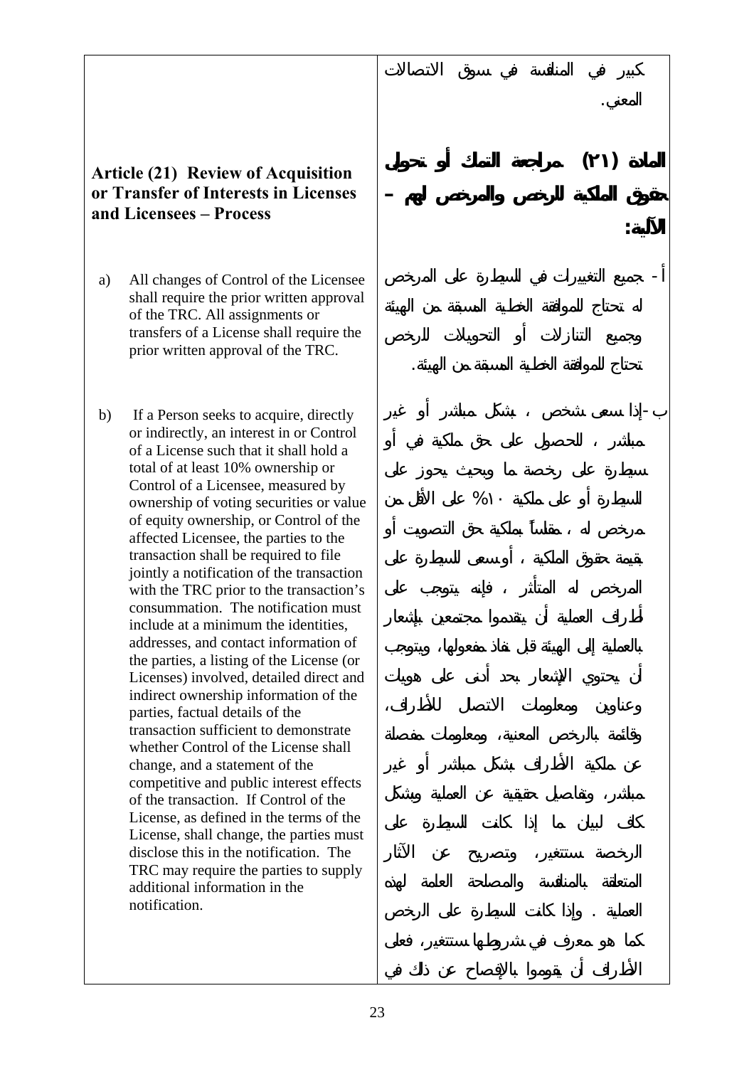| | |
|---|---|
| | كبير في المنافسة في سوق الاتصالات المعني. |
| **Article (21) Review of Acquisition or Transfer of Interests in Licenses and Licensees – Process** | **المادة (٢١) مراجعة التملك أو تحويل حقوق الملكية للرخص والمرخص لهم – الآلية:** |
| a) All changes of Control of the Licensee shall require the prior written approval of the TRC. All assignments or transfers of a License shall require the prior written approval of the TRC. | أ- جميع التغييرات في السيطرة على المرخص له تحتاج للموافقة الخطية المسبقة من الهيئة وجميع التنازلات أو التحويلات للرخص تحتاج للموافقة الخطية المسبقة من الهيئة. |
| b) If a Person seeks to acquire, directly or indirectly, an interest in or Control of a License such that it shall hold a total of at least 10% ownership or Control of a Licensee, measured by ownership of voting securities or value of equity ownership, or Control of the affected Licensee, the parties to the transaction shall be required to file jointly a notification of the transaction with the TRC prior to the transaction's consummation. The notification must include at a minimum the identities, addresses, and contact information of the parties, a listing of the License (or Licenses) involved, detailed direct and indirect ownership information of the parties, factual details of the transaction sufficient to demonstrate whether Control of the License shall change, and a statement of the competitive and public interest effects of the transaction. If Control of the License, as defined in the terms of the License, shall change, the parties must disclose this in the notification. The TRC may require the parties to supply additional information in the notification. | ب-إذا سعى شخص ، بشكل مباشر أو غير مباشر ، للحصول على حق ملكية في أو سيطرة على رخصة ما وبحيث يحوز على السيطرة أو على ملكية ١٠% على الأقل من مرخص له ، مقاساً بملكية حق التصويت أو بقيمة حقوق الملكية ، أو سعى للسيطرة على المرخص له المتأثر ، فإنه يتوجب على أطراف العملية أن يتقدموا مجتمعين بإشعار بالعملية إلى الهيئة قبل نفاذ مفعولها، ويتوجب أن يحتوي الإشعار بحد أدنى على هويات وعناوين ومعلومات الاتصال للأطراف، وقائمة بالرخص المعنية، ومعلومات مفصلة عن ملكية الأطراف بشكل مباشر أو غير مباشر، وتفاصيل حقيقية عن العملية وبشكل كاف لبيان ما إذا كانت السيطرة على الرخصة ستتغير، وتصريح عن الآثار المتعلقة بالمنافسة والمصلحة العامة لهذه العملية . وإذا كانت السيطرة على الرخص كما هو معرف في شروطها ستتغير، فعلى الأطراف أن يقوموا بالإفصاح عن ذلك في |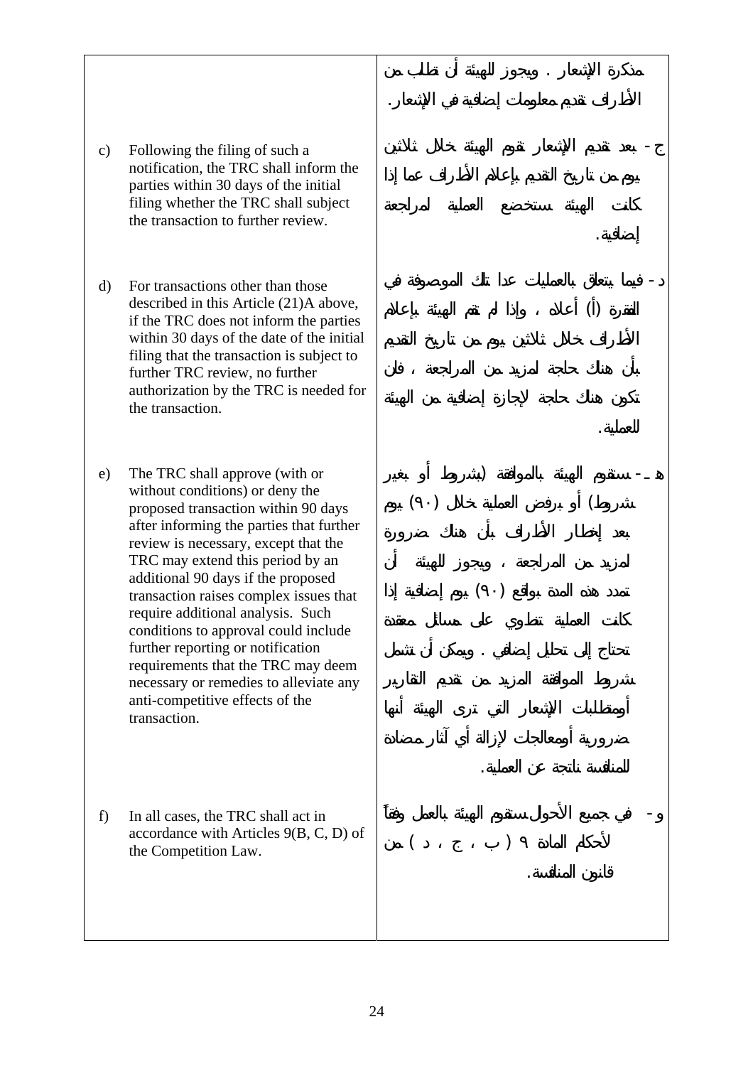| | |
|---|---|
| | مذكرة الإشعار . ويجوز للهيئة أن تطلب من الأطراف تقديم معلومات إضافية في الإشعار. |
| c) Following the filing of such a notification, the TRC shall inform the parties within 30 days of the initial filing whether the TRC shall subject the transaction to further review. | ج - بعد تقديم الإشعار تقوم الهيئة خلال ثلاثين يوم من تاريخ التقديم بإعلام الأطراف عما إذا كانت الهيئة ستخضع العملية لمراجعة إضافية. |
| d) For transactions other than those described in this Article (21)A above, if the TRC does not inform the parties within 30 days of the date of the initial filing that the transaction is subject to further TRC review, no further authorization by the TRC is needed for the transaction. | د - فيما يتعلق بالعمليات عدا تلك الموصوفة في الفقرة (أ) أعلاه ، وإذا لم تقم الهيئة بإعلام الأطراف خلال ثلاثين يوم من تاريخ التقديم بأن هناك حاجة لمزيد من المراجعة ، فلن تكون هناك حاجة لإجازة إضافية من الهيئة للعملية. |
| e) The TRC shall approve (with or without conditions) or deny the proposed transaction within 90 days after informing the parties that further review is necessary, except that the TRC may extend this period by an additional 90 days if the proposed transaction raises complex issues that require additional analysis. Such conditions to approval could include further reporting or notification requirements that the TRC may deem necessary or remedies to alleviate any anti-competitive effects of the transaction. | هـ - ستقوم الهيئة بالموافقة (بشروط أو بغير شروط) أو برفض العملية خلال (٩٠) يوم بعد إخطار الأطراف بأن هناك ضرورة لمزيد من المراجعة ، ويجوز للهيئة أن تمدد هذه المدة بواقع (٩٠) يوم إضافية إذا كانت العملية تنطوي على مسائل معقدة تحتاج إلى تحليل إضافي . ويمكن أن تشمل شروط الموافقة المزيد من تقديم التقارير أومتطلبات الإشعار التي ترى الهيئة أنها ضرورية أومعالجات لإزالة أي آثار مضادة للمنافسة ناتجة عن العملية. |
| f) In all cases, the TRC shall act in accordance with Articles 9(B, C, D) of the Competition Law. | و - في جميع الأحوال ستقوم الهيئة بالعمل وفقاً لأحكام المادة ٩ ( ب ، ج ، د ) من قانون المنافسة. |